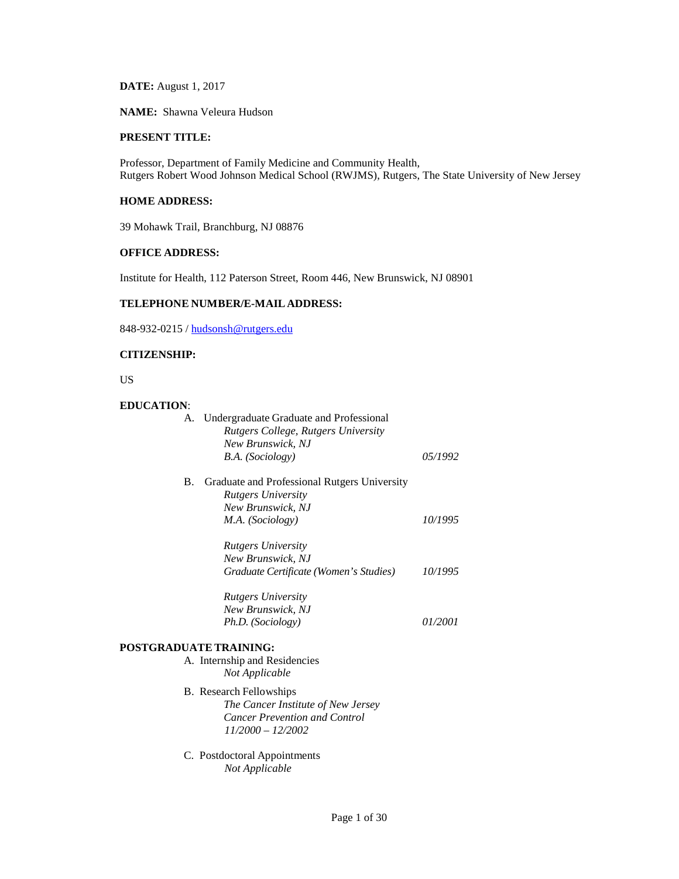**DATE:** August 1, 2017

**NAME:** Shawna Veleura Hudson

**PRESENT TITLE:**

Professor, Department of Family Medicine and Community Health,
Rutgers Robert Wood Johnson Medical School (RWJMS), Rutgers, The State University of New Jersey

**HOME ADDRESS:**

39 Mohawk Trail, Branchburg, NJ 08876

**OFFICE ADDRESS:**

Institute for Health, 112 Paterson Street, Room 446, New Brunswick, NJ 08901

**TELEPHONE NUMBER/E-MAIL ADDRESS:**

848-932-0215 / hudsonsh@rutgers.edu

**CITIZENSHIP:**

US

**EDUCATION**:

A. Undergraduate Graduate and Professional
   *Rutgers College, Rutgers University*
   *New Brunswick, NJ*
   *B.A. (Sociology)* — *05/1992*

B. Graduate and Professional Rutgers University
   *Rutgers University*
   *New Brunswick, NJ*
   *M.A. (Sociology)* — *10/1995*

   *Rutgers University*
   *New Brunswick, NJ*
   *Graduate Certificate (Women's Studies)* — *10/1995*

   *Rutgers University*
   *New Brunswick, NJ*
   *Ph.D. (Sociology)* — *01/2001*

**POSTGRADUATE TRAINING:**

A. Internship and Residencies
   *Not Applicable*

B. Research Fellowships
   *The Cancer Institute of New Jersey*
   *Cancer Prevention and Control*
   *11/2000 – 12/2002*

C. Postdoctoral Appointments
   *Not Applicable*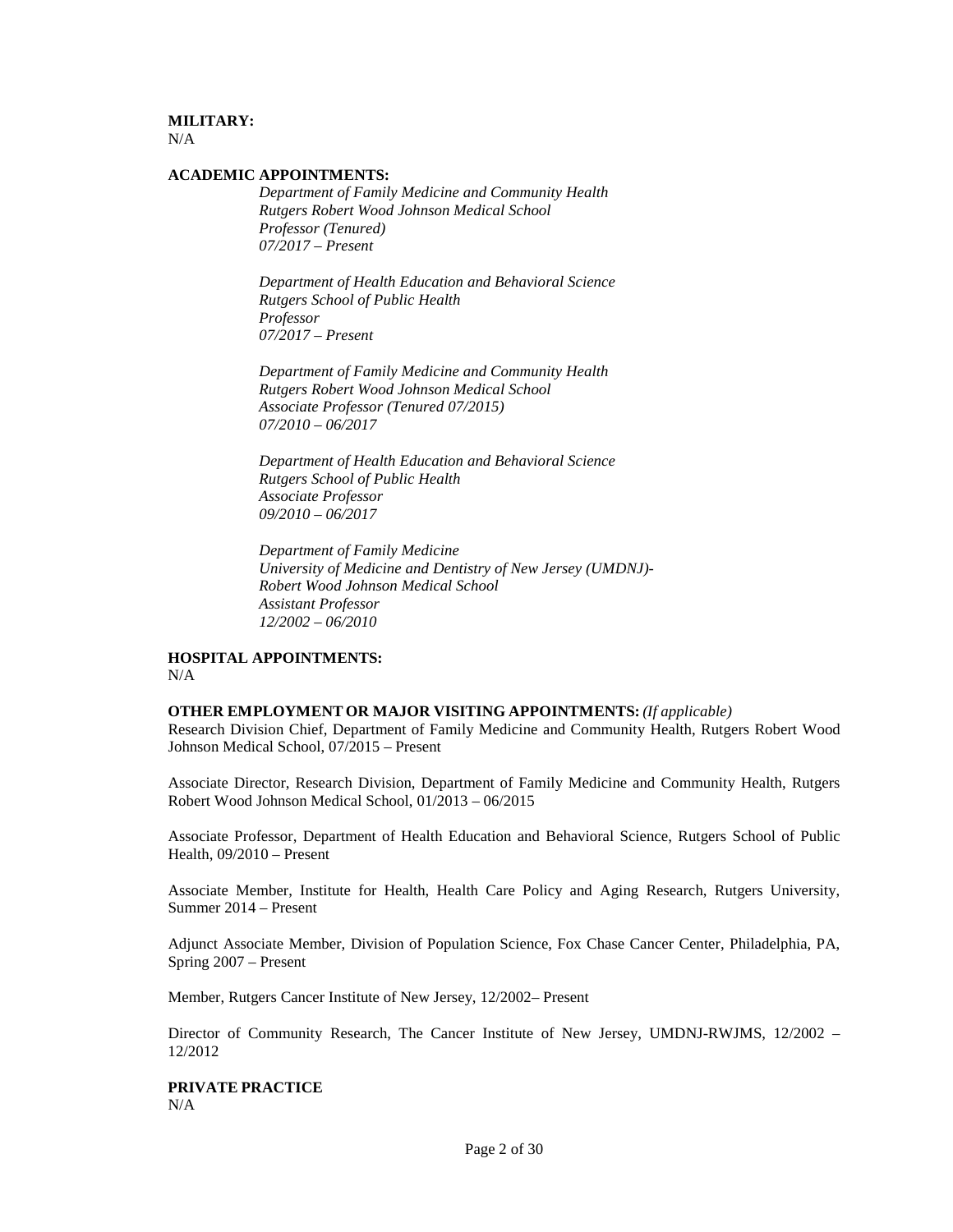**MILITARY:**
N/A

**ACADEMIC APPOINTMENTS:**

*Department of Family Medicine and Community Health*
*Rutgers Robert Wood Johnson Medical School*
*Professor (Tenured)*
*07/2017 – Present*

*Department of Health Education and Behavioral Science*
*Rutgers School of Public Health*
*Professor*
*07/2017 – Present*

*Department of Family Medicine and Community Health*
*Rutgers Robert Wood Johnson Medical School*
*Associate Professor (Tenured 07/2015)*
*07/2010 – 06/2017*

*Department of Health Education and Behavioral Science*
*Rutgers School of Public Health*
*Associate Professor*
*09/2010 – 06/2017*

*Department of Family Medicine*
*University of Medicine and Dentistry of New Jersey (UMDNJ)-*
*Robert Wood Johnson Medical School*
*Assistant Professor*
*12/2002 – 06/2010*

**HOSPITAL APPOINTMENTS:**
N/A

**OTHER EMPLOYMENT OR MAJOR VISITING APPOINTMENTS:** *(If applicable)*

Research Division Chief, Department of Family Medicine and Community Health, Rutgers Robert Wood Johnson Medical School, 07/2015 – Present

Associate Director, Research Division, Department of Family Medicine and Community Health, Rutgers Robert Wood Johnson Medical School, 01/2013 – 06/2015

Associate Professor, Department of Health Education and Behavioral Science, Rutgers School of Public Health, 09/2010 – Present

Associate Member, Institute for Health, Health Care Policy and Aging Research, Rutgers University, Summer 2014 – Present

Adjunct Associate Member, Division of Population Science, Fox Chase Cancer Center, Philadelphia, PA, Spring 2007 – Present

Member, Rutgers Cancer Institute of New Jersey, 12/2002– Present

Director of Community Research, The Cancer Institute of New Jersey, UMDNJ-RWJMS, 12/2002 – 12/2012

**PRIVATE PRACTICE**
N/A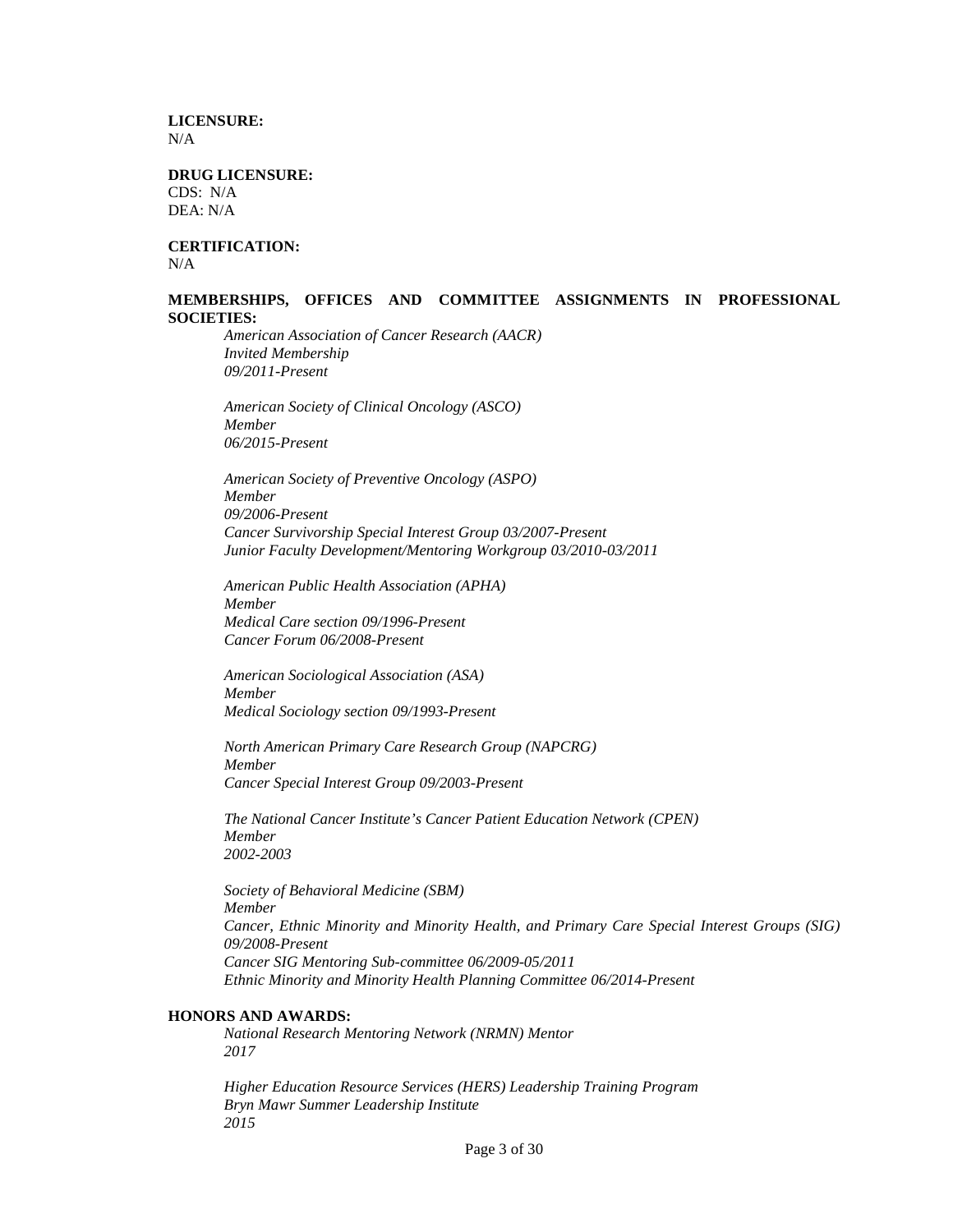**LICENSURE:**
N/A

**DRUG LICENSURE:**
CDS: N/A
DEA: N/A

**CERTIFICATION:**
N/A

**MEMBERSHIPS, OFFICES AND COMMITTEE ASSIGNMENTS IN PROFESSIONAL SOCIETIES:**

*American Association of Cancer Research (AACR)*
*Invited Membership*
*09/2011-Present*

*American Society of Clinical Oncology (ASCO)*
*Member*
*06/2015-Present*

*American Society of Preventive Oncology (ASPO)*
*Member*
*09/2006-Present*
*Cancer Survivorship Special Interest Group 03/2007-Present*
*Junior Faculty Development/Mentoring Workgroup 03/2010-03/2011*

*American Public Health Association (APHA)*
*Member*
*Medical Care section 09/1996-Present*
*Cancer Forum 06/2008-Present*

*American Sociological Association (ASA)*
*Member*
*Medical Sociology section 09/1993-Present*

*North American Primary Care Research Group (NAPCRG)*
*Member*
*Cancer Special Interest Group 09/2003-Present*

*The National Cancer Institute's Cancer Patient Education Network (CPEN)*
*Member*
*2002-2003*

*Society of Behavioral Medicine (SBM)*
*Member*
*Cancer, Ethnic Minority and Minority Health, and Primary Care Special Interest Groups (SIG) 09/2008-Present*
*Cancer SIG Mentoring Sub-committee 06/2009-05/2011*
*Ethnic Minority and Minority Health Planning Committee 06/2014-Present*

**HONORS AND AWARDS:**

*National Research Mentoring Network (NRMN) Mentor*
*2017*

*Higher Education Resource Services (HERS) Leadership Training Program*
*Bryn Mawr Summer Leadership Institute*
*2015*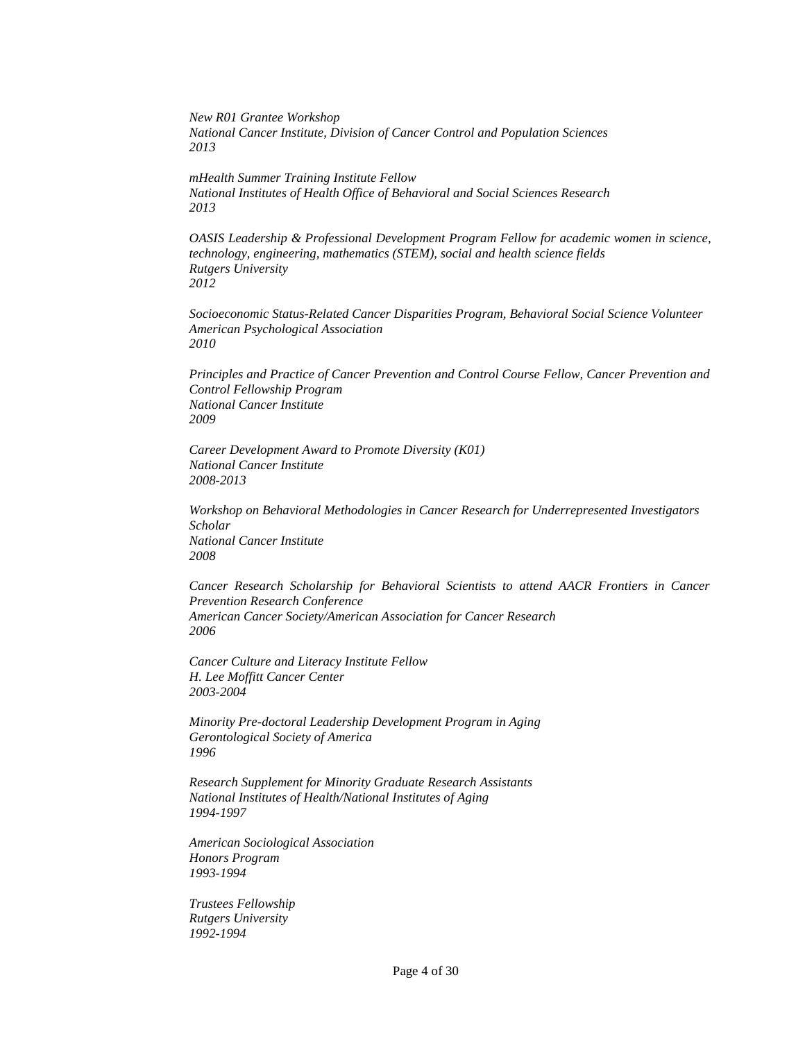*New R01 Grantee Workshop*
*National Cancer Institute, Division of Cancer Control and Population Sciences*
*2013*

*mHealth Summer Training Institute Fellow*
*National Institutes of Health Office of Behavioral and Social Sciences Research*
*2013*

*OASIS Leadership & Professional Development Program Fellow for academic women in science, technology, engineering, mathematics (STEM), social and health science fields*
*Rutgers University*
*2012*

*Socioeconomic Status-Related Cancer Disparities Program, Behavioral Social Science Volunteer*
*American Psychological Association*
*2010*

*Principles and Practice of Cancer Prevention and Control Course Fellow, Cancer Prevention and Control Fellowship Program*
*National Cancer Institute*
*2009*

*Career Development Award to Promote Diversity (K01)*
*National Cancer Institute*
*2008-2013*

*Workshop on Behavioral Methodologies in Cancer Research for Underrepresented Investigators Scholar*
*National Cancer Institute*
*2008*

*Cancer Research Scholarship for Behavioral Scientists to attend AACR Frontiers in Cancer Prevention Research Conference*
*American Cancer Society/American Association for Cancer Research*
*2006*

*Cancer Culture and Literacy Institute Fellow*
*H. Lee Moffitt Cancer Center*
*2003-2004*

*Minority Pre-doctoral Leadership Development Program in Aging*
*Gerontological Society of America*
*1996*

*Research Supplement for Minority Graduate Research Assistants*
*National Institutes of Health/National Institutes of Aging*
*1994-1997*

*American Sociological Association*
*Honors Program*
*1993-1994*

*Trustees Fellowship*
*Rutgers University*
*1992-1994*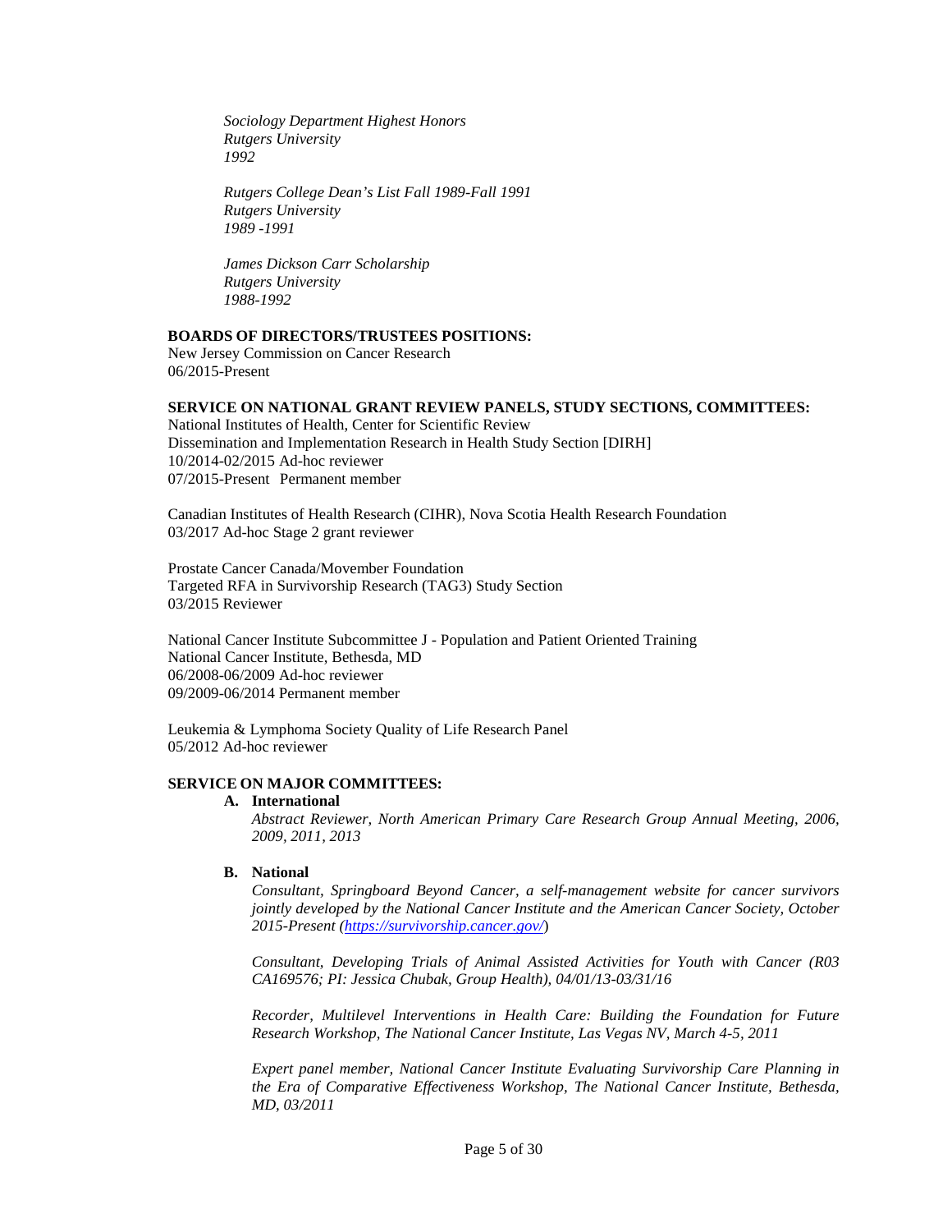*Sociology Department Highest Honors*
*Rutgers University*
*1992*

*Rutgers College Dean's List Fall 1989-Fall 1991*
*Rutgers University*
*1989 -1991*

*James Dickson Carr Scholarship*
*Rutgers University*
*1988-1992*

**BOARDS OF DIRECTORS/TRUSTEES POSITIONS:**

New Jersey Commission on Cancer Research
06/2015-Present

**SERVICE ON NATIONAL GRANT REVIEW PANELS, STUDY SECTIONS, COMMITTEES:**

National Institutes of Health, Center for Scientific Review
Dissemination and Implementation Research in Health Study Section [DIRH]
10/2014-02/2015 Ad-hoc reviewer
07/2015-Present Permanent member

Canadian Institutes of Health Research (CIHR), Nova Scotia Health Research Foundation
03/2017 Ad-hoc Stage 2 grant reviewer

Prostate Cancer Canada/Movember Foundation
Targeted RFA in Survivorship Research (TAG3) Study Section
03/2015 Reviewer

National Cancer Institute Subcommittee J - Population and Patient Oriented Training
National Cancer Institute, Bethesda, MD
06/2008-06/2009 Ad-hoc reviewer
09/2009-06/2014 Permanent member

Leukemia & Lymphoma Society Quality of Life Research Panel
05/2012 Ad-hoc reviewer

**SERVICE ON MAJOR COMMITTEES:**

**A. International**

*Abstract Reviewer, North American Primary Care Research Group Annual Meeting, 2006, 2009, 2011, 2013*

**B. National**

*Consultant, Springboard Beyond Cancer, a self-management website for cancer survivors jointly developed by the National Cancer Institute and the American Cancer Society, October 2015-Present (https://survivorship.cancer.gov/)*

*Consultant, Developing Trials of Animal Assisted Activities for Youth with Cancer (R03 CA169576; PI: Jessica Chubak, Group Health), 04/01/13-03/31/16*

*Recorder, Multilevel Interventions in Health Care: Building the Foundation for Future Research Workshop, The National Cancer Institute, Las Vegas NV, March 4-5, 2011*

*Expert panel member, National Cancer Institute Evaluating Survivorship Care Planning in the Era of Comparative Effectiveness Workshop, The National Cancer Institute, Bethesda, MD, 03/2011*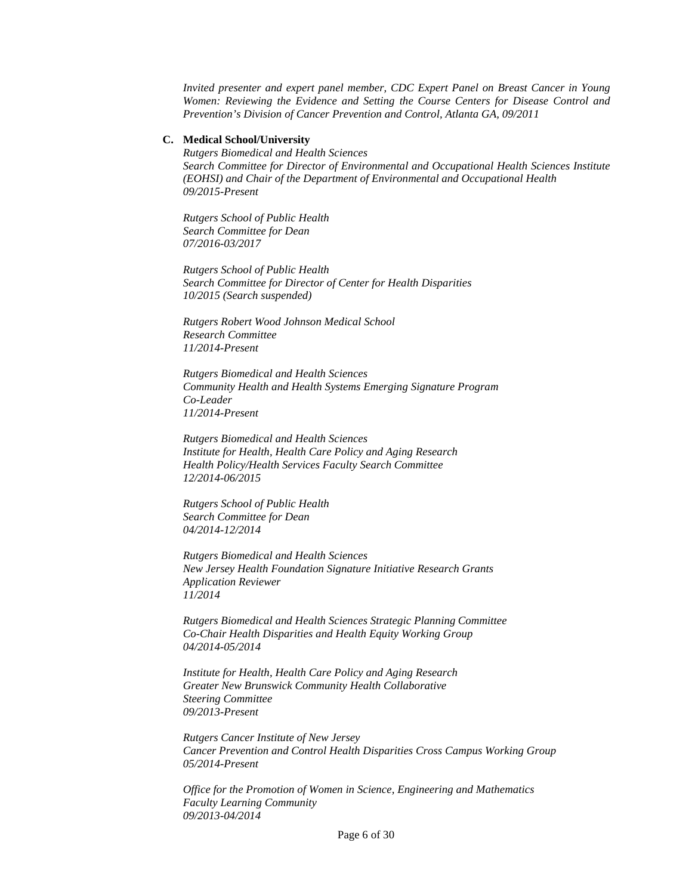*Invited presenter and expert panel member, CDC Expert Panel on Breast Cancer in Young Women: Reviewing the Evidence and Setting the Course Centers for Disease Control and Prevention's Division of Cancer Prevention and Control, Atlanta GA, 09/2011*

**C. Medical School/University**

*Rutgers Biomedical and Health Sciences*
*Search Committee for Director of Environmental and Occupational Health Sciences Institute (EOHSI) and Chair of the Department of Environmental and Occupational Health*
*09/2015-Present*

*Rutgers School of Public Health*
*Search Committee for Dean*
*07/2016-03/2017*

*Rutgers School of Public Health*
*Search Committee for Director of Center for Health Disparities*
*10/2015 (Search suspended)*

*Rutgers Robert Wood Johnson Medical School*
*Research Committee*
*11/2014-Present*

*Rutgers Biomedical and Health Sciences*
*Community Health and Health Systems Emerging Signature Program*
*Co-Leader*
*11/2014-Present*

*Rutgers Biomedical and Health Sciences*
*Institute for Health, Health Care Policy and Aging Research*
*Health Policy/Health Services Faculty Search Committee*
*12/2014-06/2015*

*Rutgers School of Public Health*
*Search Committee for Dean*
*04/2014-12/2014*

*Rutgers Biomedical and Health Sciences*
*New Jersey Health Foundation Signature Initiative Research Grants*
*Application Reviewer*
*11/2014*

*Rutgers Biomedical and Health Sciences Strategic Planning Committee*
*Co-Chair Health Disparities and Health Equity Working Group*
*04/2014-05/2014*

*Institute for Health, Health Care Policy and Aging Research*
*Greater New Brunswick Community Health Collaborative*
*Steering Committee*
*09/2013-Present*

*Rutgers Cancer Institute of New Jersey*
*Cancer Prevention and Control Health Disparities Cross Campus Working Group*
*05/2014-Present*

*Office for the Promotion of Women in Science, Engineering and Mathematics*
*Faculty Learning Community*
*09/2013-04/2014*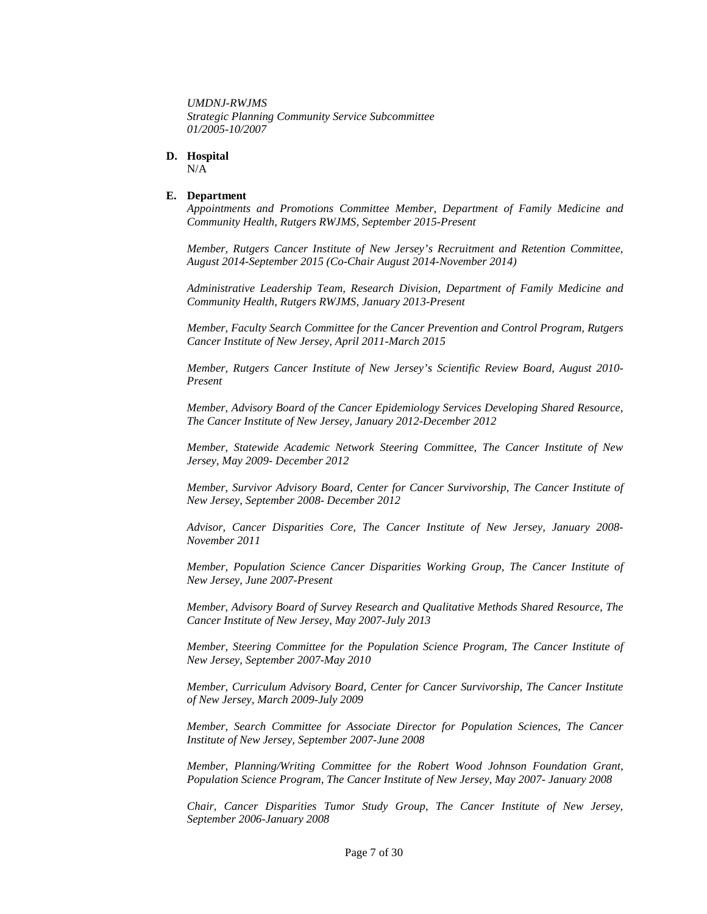*UMDNJ-RWJMS*
*Strategic Planning Community Service Subcommittee*
*01/2005-10/2007*

**D. Hospital**

N/A

**E. Department**

*Appointments and Promotions Committee Member, Department of Family Medicine and Community Health, Rutgers RWJMS, September 2015-Present*

*Member, Rutgers Cancer Institute of New Jersey's Recruitment and Retention Committee, August 2014-September 2015 (Co-Chair August 2014-November 2014)*

*Administrative Leadership Team, Research Division, Department of Family Medicine and Community Health, Rutgers RWJMS, January 2013-Present*

*Member, Faculty Search Committee for the Cancer Prevention and Control Program, Rutgers Cancer Institute of New Jersey, April 2011-March 2015*

*Member, Rutgers Cancer Institute of New Jersey's Scientific Review Board, August 2010-Present*

*Member, Advisory Board of the Cancer Epidemiology Services Developing Shared Resource, The Cancer Institute of New Jersey, January 2012-December 2012*

*Member, Statewide Academic Network Steering Committee, The Cancer Institute of New Jersey, May 2009- December 2012*

*Member, Survivor Advisory Board, Center for Cancer Survivorship, The Cancer Institute of New Jersey, September 2008- December 2012*

*Advisor, Cancer Disparities Core, The Cancer Institute of New Jersey, January 2008-November 2011*

*Member, Population Science Cancer Disparities Working Group, The Cancer Institute of New Jersey, June 2007-Present*

*Member, Advisory Board of Survey Research and Qualitative Methods Shared Resource, The Cancer Institute of New Jersey, May 2007-July 2013*

*Member, Steering Committee for the Population Science Program, The Cancer Institute of New Jersey, September 2007-May 2010*

*Member, Curriculum Advisory Board, Center for Cancer Survivorship, The Cancer Institute of New Jersey, March 2009-July 2009*

*Member, Search Committee for Associate Director for Population Sciences, The Cancer Institute of New Jersey, September 2007-June 2008*

*Member, Planning/Writing Committee for the Robert Wood Johnson Foundation Grant, Population Science Program, The Cancer Institute of New Jersey, May 2007- January 2008*

*Chair, Cancer Disparities Tumor Study Group, The Cancer Institute of New Jersey, September 2006-January 2008*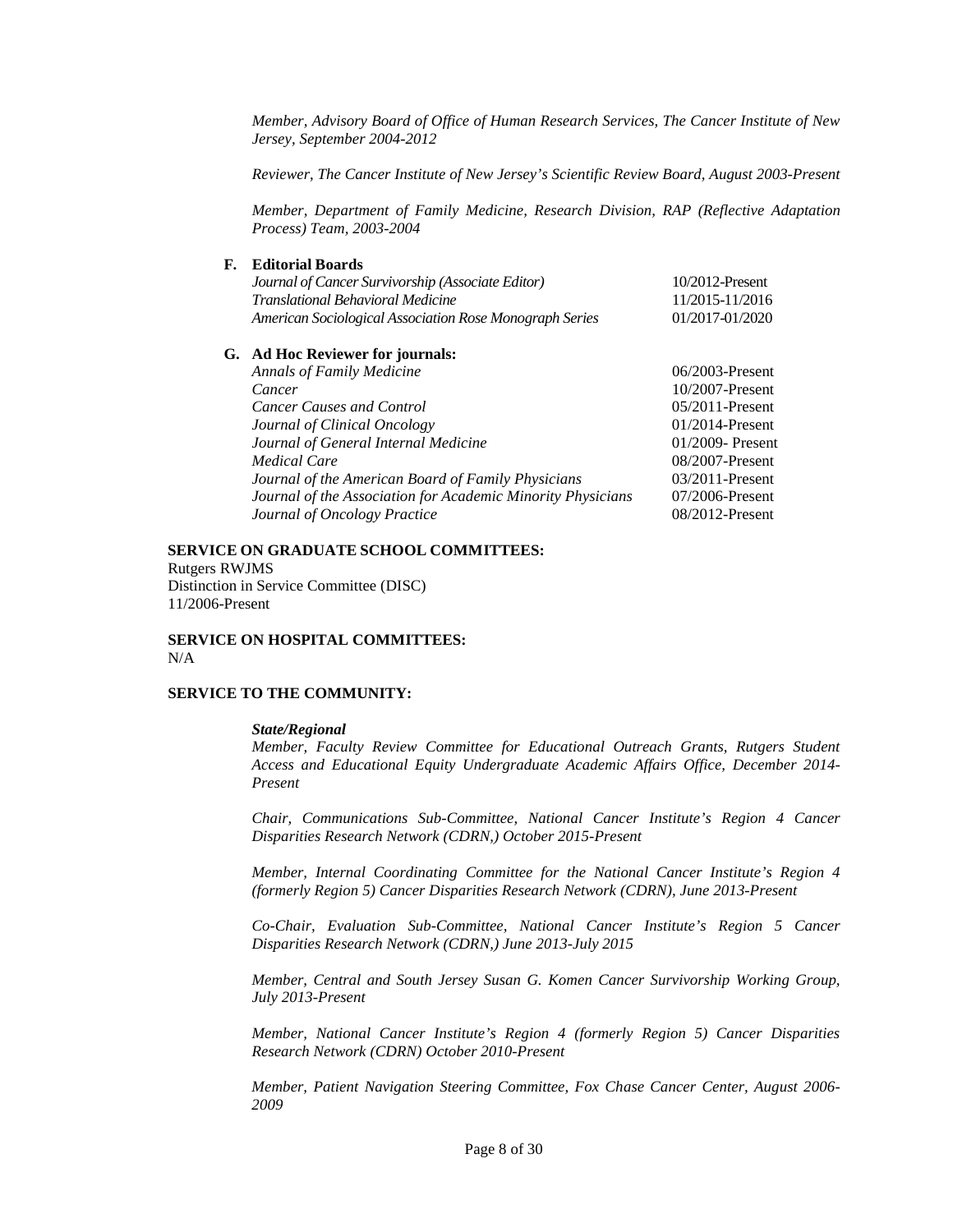*Member, Advisory Board of Office of Human Research Services, The Cancer Institute of New Jersey, September 2004-2012*

*Reviewer, The Cancer Institute of New Jersey's Scientific Review Board, August 2003-Present*

*Member, Department of Family Medicine, Research Division, RAP (Reflective Adaptation Process) Team, 2003-2004*

**F. Editorial Boards**

| | |
|---|---|
| *Journal of Cancer Survivorship (Associate Editor)* | 10/2012-Present |
| *Translational Behavioral Medicine* | 11/2015-11/2016 |
| *American Sociological Association Rose Monograph Series* | 01/2017-01/2020 |

**G. Ad Hoc Reviewer for journals:**

| | |
|---|---|
| *Annals of Family Medicine* | 06/2003-Present |
| *Cancer* | 10/2007-Present |
| *Cancer Causes and Control* | 05/2011-Present |
| *Journal of Clinical Oncology* | 01/2014-Present |
| *Journal of General Internal Medicine* | 01/2009- Present |
| *Medical Care* | 08/2007-Present |
| *Journal of the American Board of Family Physicians* | 03/2011-Present |
| *Journal of the Association for Academic Minority Physicians* | 07/2006-Present |
| *Journal of Oncology Practice* | 08/2012-Present |

**SERVICE ON GRADUATE SCHOOL COMMITTEES:**

Rutgers RWJMS
Distinction in Service Committee (DISC)
11/2006-Present

**SERVICE ON HOSPITAL COMMITTEES:**

N/A

**SERVICE TO THE COMMUNITY:**

***State/Regional***

*Member, Faculty Review Committee for Educational Outreach Grants, Rutgers Student Access and Educational Equity Undergraduate Academic Affairs Office, December 2014-Present*

*Chair, Communications Sub-Committee, National Cancer Institute's Region 4 Cancer Disparities Research Network (CDRN,) October 2015-Present*

*Member, Internal Coordinating Committee for the National Cancer Institute's Region 4 (formerly Region 5) Cancer Disparities Research Network (CDRN), June 2013-Present*

*Co-Chair, Evaluation Sub-Committee, National Cancer Institute's Region 5 Cancer Disparities Research Network (CDRN,) June 2013-July 2015*

*Member, Central and South Jersey Susan G. Komen Cancer Survivorship Working Group, July 2013-Present*

*Member, National Cancer Institute's Region 4 (formerly Region 5) Cancer Disparities Research Network (CDRN) October 2010-Present*

*Member, Patient Navigation Steering Committee, Fox Chase Cancer Center, August 2006-2009*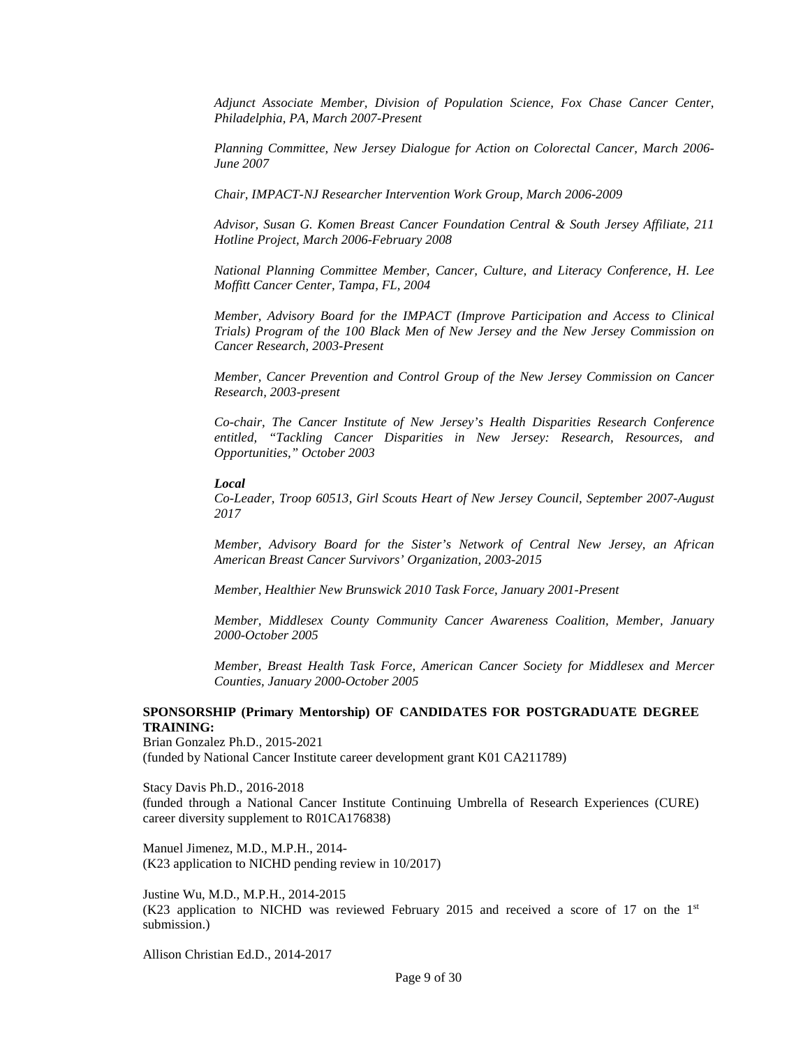*Adjunct Associate Member, Division of Population Science, Fox Chase Cancer Center, Philadelphia, PA, March 2007-Present*

*Planning Committee, New Jersey Dialogue for Action on Colorectal Cancer, March 2006-June 2007*

*Chair, IMPACT-NJ Researcher Intervention Work Group, March 2006-2009*

*Advisor, Susan G. Komen Breast Cancer Foundation Central & South Jersey Affiliate, 211 Hotline Project, March 2006-February 2008*

*National Planning Committee Member, Cancer, Culture, and Literacy Conference, H. Lee Moffitt Cancer Center, Tampa, FL, 2004*

*Member, Advisory Board for the IMPACT (Improve Participation and Access to Clinical Trials) Program of the 100 Black Men of New Jersey and the New Jersey Commission on Cancer Research, 2003-Present*

*Member, Cancer Prevention and Control Group of the New Jersey Commission on Cancer Research, 2003-present*

*Co-chair, The Cancer Institute of New Jersey's Health Disparities Research Conference entitled, "Tackling Cancer Disparities in New Jersey: Research, Resources, and Opportunities," October 2003*

***Local***

*Co-Leader, Troop 60513, Girl Scouts Heart of New Jersey Council, September 2007-August 2017*

*Member, Advisory Board for the Sister's Network of Central New Jersey, an African American Breast Cancer Survivors' Organization, 2003-2015*

*Member, Healthier New Brunswick 2010 Task Force, January 2001-Present*

*Member, Middlesex County Community Cancer Awareness Coalition, Member, January 2000-October 2005*

*Member, Breast Health Task Force, American Cancer Society for Middlesex and Mercer Counties, January 2000-October 2005*

**SPONSORSHIP (Primary Mentorship) OF CANDIDATES FOR POSTGRADUATE DEGREE TRAINING:**

Brian Gonzalez Ph.D., 2015-2021
(funded by National Cancer Institute career development grant K01 CA211789)

Stacy Davis Ph.D., 2016-2018
(funded through a National Cancer Institute Continuing Umbrella of Research Experiences (CURE) career diversity supplement to R01CA176838)

Manuel Jimenez, M.D., M.P.H., 2014-
(K23 application to NICHD pending review in 10/2017)

Justine Wu, M.D., M.P.H., 2014-2015
(K23 application to NICHD was reviewed February 2015 and received a score of 17 on the 1st submission.)

Allison Christian Ed.D., 2014-2017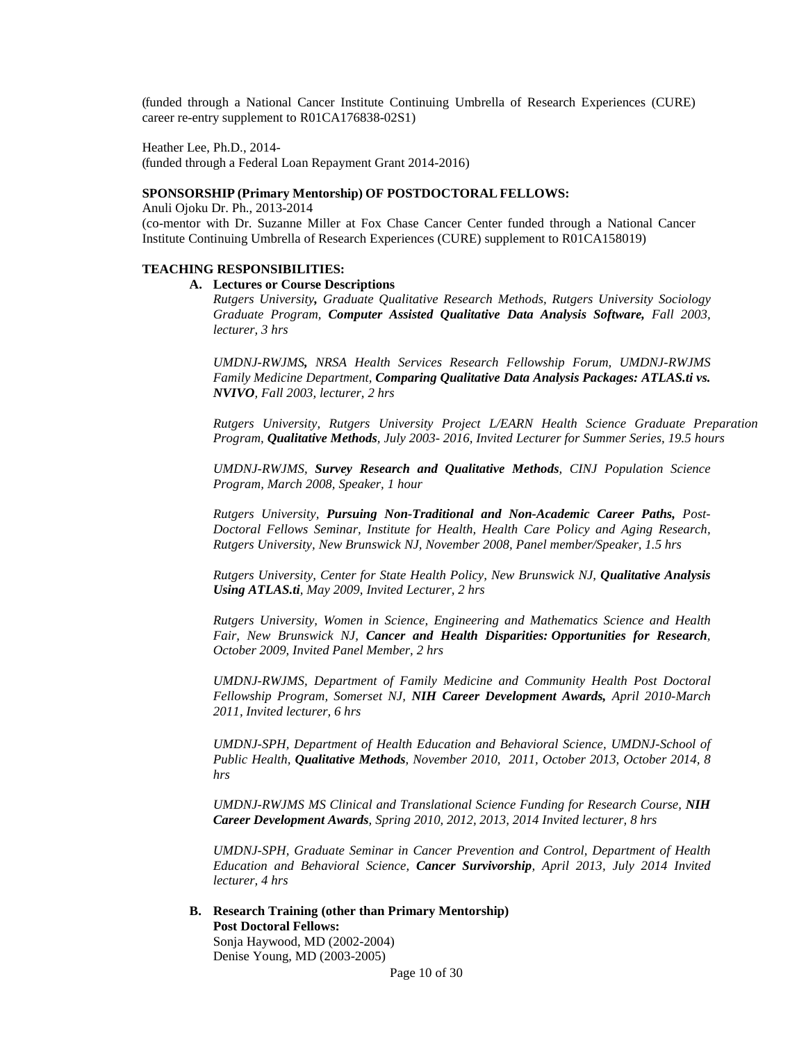(funded through a National Cancer Institute Continuing Umbrella of Research Experiences (CURE) career re-entry supplement to R01CA176838-02S1)

Heather Lee, Ph.D., 2014-
(funded through a Federal Loan Repayment Grant 2014-2016)

**SPONSORSHIP (Primary Mentorship) OF POSTDOCTORAL FELLOWS:**

Anuli Ojoku Dr. Ph., 2013-2014
(co-mentor with Dr. Suzanne Miller at Fox Chase Cancer Center funded through a National Cancer Institute Continuing Umbrella of Research Experiences (CURE) supplement to R01CA158019)

**TEACHING RESPONSIBILITIES:**

**A. Lectures or Course Descriptions**

*Rutgers University**,** Graduate Qualitative Research Methods, Rutgers University Sociology Graduate Program, **Computer Assisted Qualitative Data Analysis Software,** Fall 2003, lecturer, 3 hrs*

*UMDNJ-RWJMS**,** NRSA Health Services Research Fellowship Forum, UMDNJ-RWJMS Family Medicine Department, **Comparing Qualitative Data Analysis Packages: ATLAS.ti vs. NVIVO**, Fall 2003, lecturer, 2 hrs*

*Rutgers University, Rutgers University Project L/EARN Health Science Graduate Preparation Program, **Qualitative Methods**, July 2003- 2016, Invited Lecturer for Summer Series, 19.5 hours*

*UMDNJ-RWJMS, **Survey Research and Qualitative Methods**, CINJ Population Science Program, March 2008, Speaker, 1 hour*

*Rutgers University, **Pursuing Non-Traditional and Non-Academic Career Paths,** Post-Doctoral Fellows Seminar, Institute for Health, Health Care Policy and Aging Research, Rutgers University, New Brunswick NJ, November 2008, Panel member/Speaker, 1.5 hrs*

*Rutgers University, Center for State Health Policy, New Brunswick NJ, **Qualitative Analysis Using ATLAS.ti**, May 2009, Invited Lecturer, 2 hrs*

*Rutgers University, Women in Science, Engineering and Mathematics Science and Health Fair, New Brunswick NJ, **Cancer and Health Disparities: Opportunities for Research**, October 2009, Invited Panel Member, 2 hrs*

*UMDNJ-RWJMS, Department of Family Medicine and Community Health Post Doctoral Fellowship Program, Somerset NJ, **NIH Career Development Awards,** April 2010-March 2011, Invited lecturer, 6 hrs*

*UMDNJ-SPH, Department of Health Education and Behavioral Science, UMDNJ-School of Public Health, **Qualitative Methods**, November 2010, 2011, October 2013, October 2014, 8 hrs*

*UMDNJ-RWJMS MS Clinical and Translational Science Funding for Research Course, **NIH Career Development Awards**, Spring 2010, 2012, 2013, 2014 Invited lecturer, 8 hrs*

*UMDNJ-SPH, Graduate Seminar in Cancer Prevention and Control, Department of Health Education and Behavioral Science, **Cancer Survivorship**, April 2013, July 2014 Invited lecturer, 4 hrs*

**B. Research Training (other than Primary Mentorship)**

**Post Doctoral Fellows:**

Sonja Haywood, MD (2002-2004)
Denise Young, MD (2003-2005)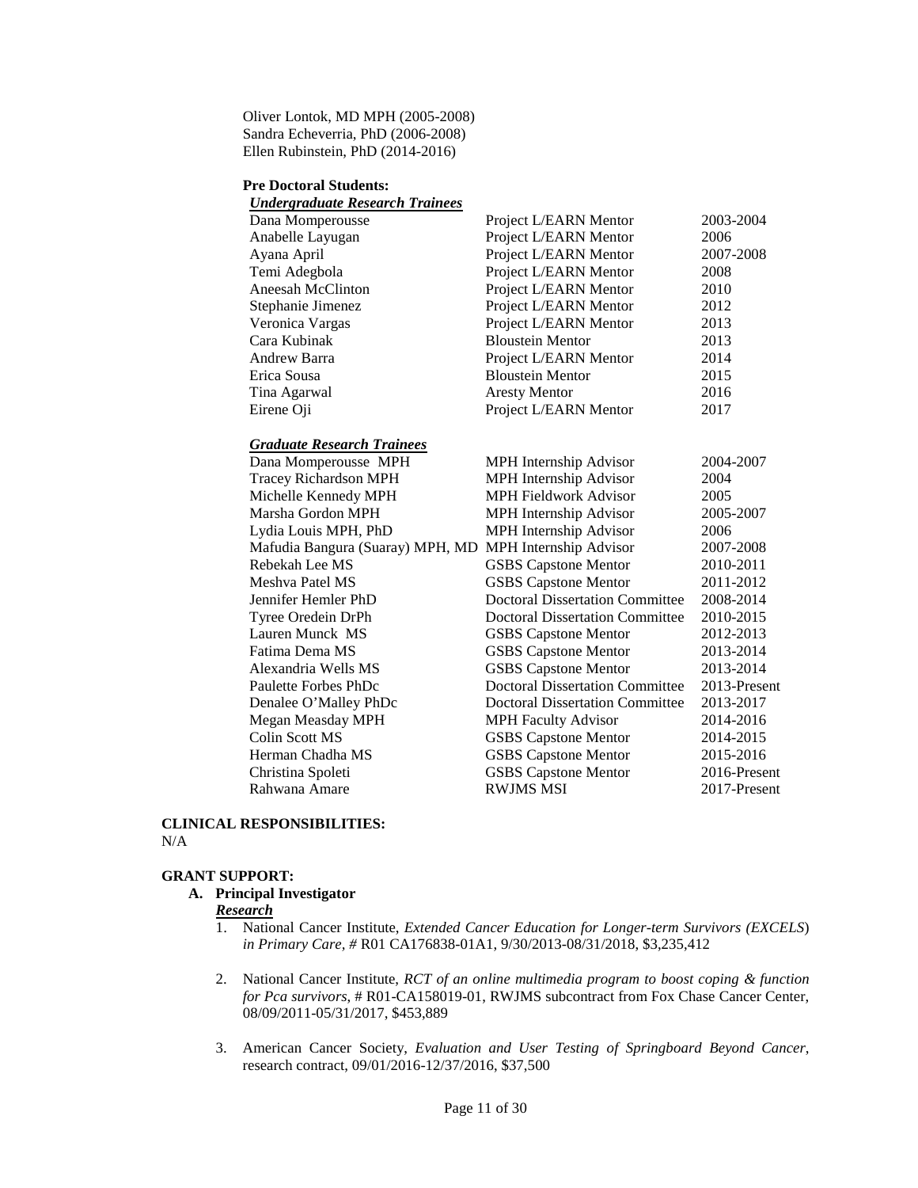Oliver Lontok, MD MPH (2005-2008)
Sandra Echeverria, PhD (2006-2008)
Ellen Rubinstein, PhD (2014-2016)

**Pre Doctoral Students:**

***Undergraduate Research Trainees***

| | | |
|---|---|---|
| Dana Momperousse | Project L/EARN Mentor | 2003-2004 |
| Anabelle Layugan | Project L/EARN Mentor | 2006 |
| Ayana April | Project L/EARN Mentor | 2007-2008 |
| Temi Adegbola | Project L/EARN Mentor | 2008 |
| Aneesah McClinton | Project L/EARN Mentor | 2010 |
| Stephanie Jimenez | Project L/EARN Mentor | 2012 |
| Veronica Vargas | Project L/EARN Mentor | 2013 |
| Cara Kubinak | Bloustein Mentor | 2013 |
| Andrew Barra | Project L/EARN Mentor | 2014 |
| Erica Sousa | Bloustein Mentor | 2015 |
| Tina Agarwal | Aresty Mentor | 2016 |
| Eirene Oji | Project L/EARN Mentor | 2017 |

***Graduate Research Trainees***

| | | |
|---|---|---|
| Dana Momperousse MPH | MPH Internship Advisor | 2004-2007 |
| Tracey Richardson MPH | MPH Internship Advisor | 2004 |
| Michelle Kennedy MPH | MPH Fieldwork Advisor | 2005 |
| Marsha Gordon MPH | MPH Internship Advisor | 2005-2007 |
| Lydia Louis MPH, PhD | MPH Internship Advisor | 2006 |
| Mafudia Bangura (Suaray) MPH, MD | MPH Internship Advisor | 2007-2008 |
| Rebekah Lee MS | GSBS Capstone Mentor | 2010-2011 |
| Meshva Patel MS | GSBS Capstone Mentor | 2011-2012 |
| Jennifer Hemler PhD | Doctoral Dissertation Committee | 2008-2014 |
| Tyree Oredein DrPh | Doctoral Dissertation Committee | 2010-2015 |
| Lauren Munck MS | GSBS Capstone Mentor | 2012-2013 |
| Fatima Dema MS | GSBS Capstone Mentor | 2013-2014 |
| Alexandria Wells MS | GSBS Capstone Mentor | 2013-2014 |
| Paulette Forbes PhDc | Doctoral Dissertation Committee | 2013-Present |
| Denalee O'Malley PhDc | Doctoral Dissertation Committee | 2013-2017 |
| Megan Measday MPH | MPH Faculty Advisor | 2014-2016 |
| Colin Scott MS | GSBS Capstone Mentor | 2014-2015 |
| Herman Chadha MS | GSBS Capstone Mentor | 2015-2016 |
| Christina Spoleti | GSBS Capstone Mentor | 2016-Present |
| Rahwana Amare | RWJMS MSI | 2017-Present |

**CLINICAL RESPONSIBILITIES:**
N/A

**GRANT SUPPORT:**

**A. Principal Investigator**

***Research***

1. National Cancer Institute, *Extended Cancer Education for Longer-term Survivors (EXCELS) in Primary Care*, # R01 CA176838-01A1, 9/30/2013-08/31/2018, $3,235,412

2. National Cancer Institute, *RCT of an online multimedia program to boost coping & function for Pca survivors*, # R01-CA158019-01, RWJMS subcontract from Fox Chase Cancer Center, 08/09/2011-05/31/2017, $453,889

3. American Cancer Society, *Evaluation and User Testing of Springboard Beyond Cancer*, research contract, 09/01/2016-12/37/2016, $37,500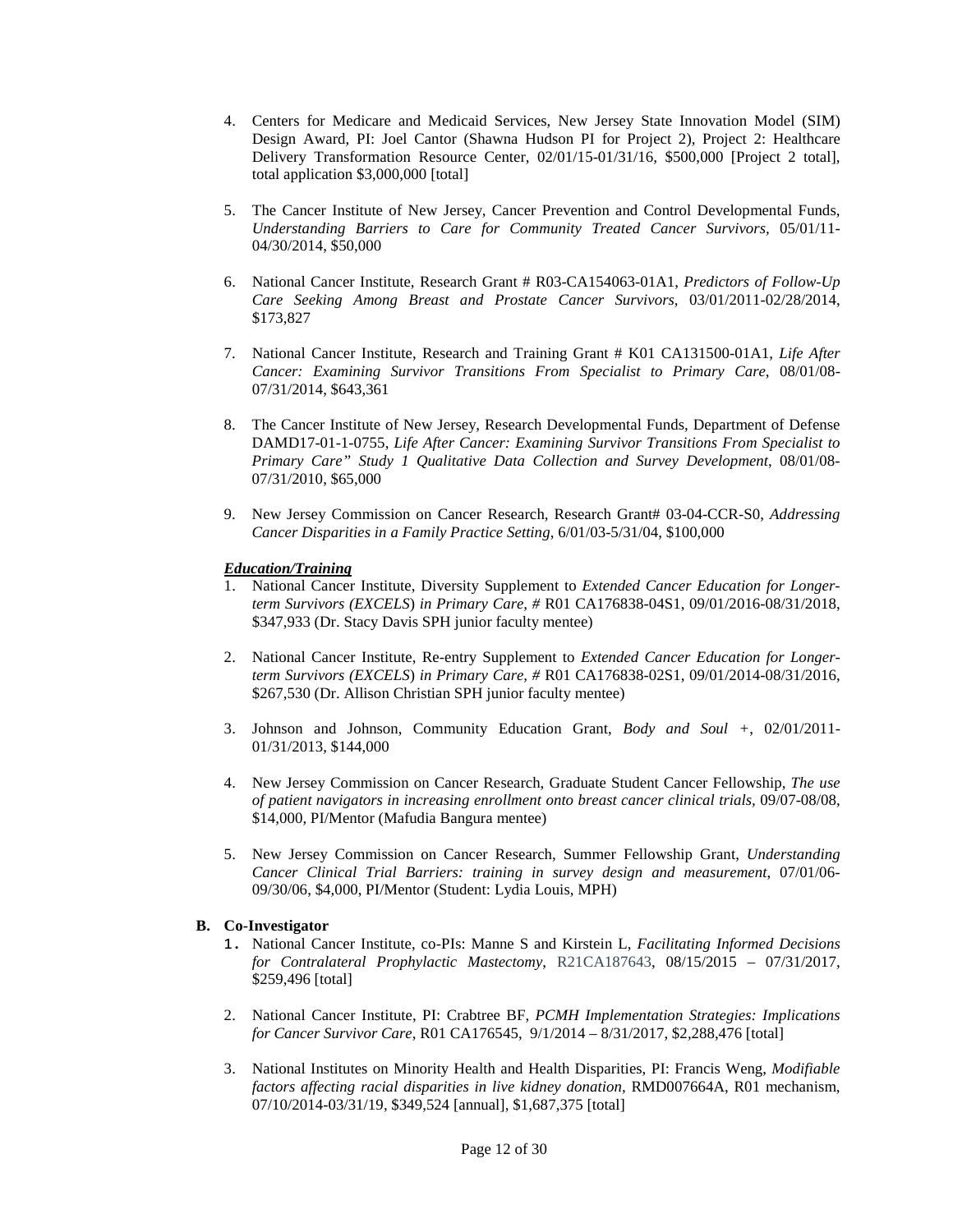4. Centers for Medicare and Medicaid Services, New Jersey State Innovation Model (SIM) Design Award, PI: Joel Cantor (Shawna Hudson PI for Project 2), Project 2: Healthcare Delivery Transformation Resource Center, 02/01/15-01/31/16, $500,000 [Project 2 total], total application $3,000,000 [total]

5. The Cancer Institute of New Jersey, Cancer Prevention and Control Developmental Funds, *Understanding Barriers to Care for Community Treated Cancer Survivors,* 05/01/11-04/30/2014, $50,000

6. National Cancer Institute, Research Grant # R03-CA154063-01A1, *Predictors of Follow-Up Care Seeking Among Breast and Prostate Cancer Survivors*, 03/01/2011-02/28/2014, $173,827

7. National Cancer Institute, Research and Training Grant # K01 CA131500-01A1, *Life After Cancer: Examining Survivor Transitions From Specialist to Primary Care*, 08/01/08-07/31/2014, $643,361

8. The Cancer Institute of New Jersey, Research Developmental Funds, Department of Defense DAMD17-01-1-0755, *Life After Cancer: Examining Survivor Transitions From Specialist to Primary Care" Study 1 Qualitative Data Collection and Survey Development*, 08/01/08-07/31/2010, $65,000

9. New Jersey Commission on Cancer Research, Research Grant# 03-04-CCR-S0, *Addressing Cancer Disparities in a Family Practice Setting*, 6/01/03-5/31/04, $100,000

***Education/Training***

1. National Cancer Institute, Diversity Supplement to *Extended Cancer Education for Longer-term Survivors (EXCELS*) *in Primary Care, #* R01 CA176838-04S1, 09/01/2016-08/31/2018, $347,933 (Dr. Stacy Davis SPH junior faculty mentee)

2. National Cancer Institute, Re-entry Supplement to *Extended Cancer Education for Longer-term Survivors (EXCELS*) *in Primary Care, #* R01 CA176838-02S1, 09/01/2014-08/31/2016, $267,530 (Dr. Allison Christian SPH junior faculty mentee)

3. Johnson and Johnson, Community Education Grant, *Body and Soul +*, 02/01/2011-01/31/2013, $144,000

4. New Jersey Commission on Cancer Research, Graduate Student Cancer Fellowship, *The use of patient navigators in increasing enrollment onto breast cancer clinical trials*, 09/07-08/08, $14,000, PI/Mentor (Mafudia Bangura mentee)

5. New Jersey Commission on Cancer Research, Summer Fellowship Grant, *Understanding Cancer Clinical Trial Barriers: training in survey design and measurement*, 07/01/06-09/30/06, $4,000, PI/Mentor (Student: Lydia Louis, MPH)

**B. Co-Investigator**

1. National Cancer Institute, co-PIs: Manne S and Kirstein L, *Facilitating Informed Decisions for Contralateral Prophylactic Mastectomy*, R21CA187643, 08/15/2015 – 07/31/2017, $259,496 [total]

2. National Cancer Institute, PI: Crabtree BF, *PCMH Implementation Strategies: Implications for Cancer Survivor Care*, R01 CA176545, 9/1/2014 – 8/31/2017, $2,288,476 [total]

3. National Institutes on Minority Health and Health Disparities, PI: Francis Weng, *Modifiable factors affecting racial disparities in live kidney donation*, RMD007664A, R01 mechanism, 07/10/2014-03/31/19, $349,524 [annual], $1,687,375 [total]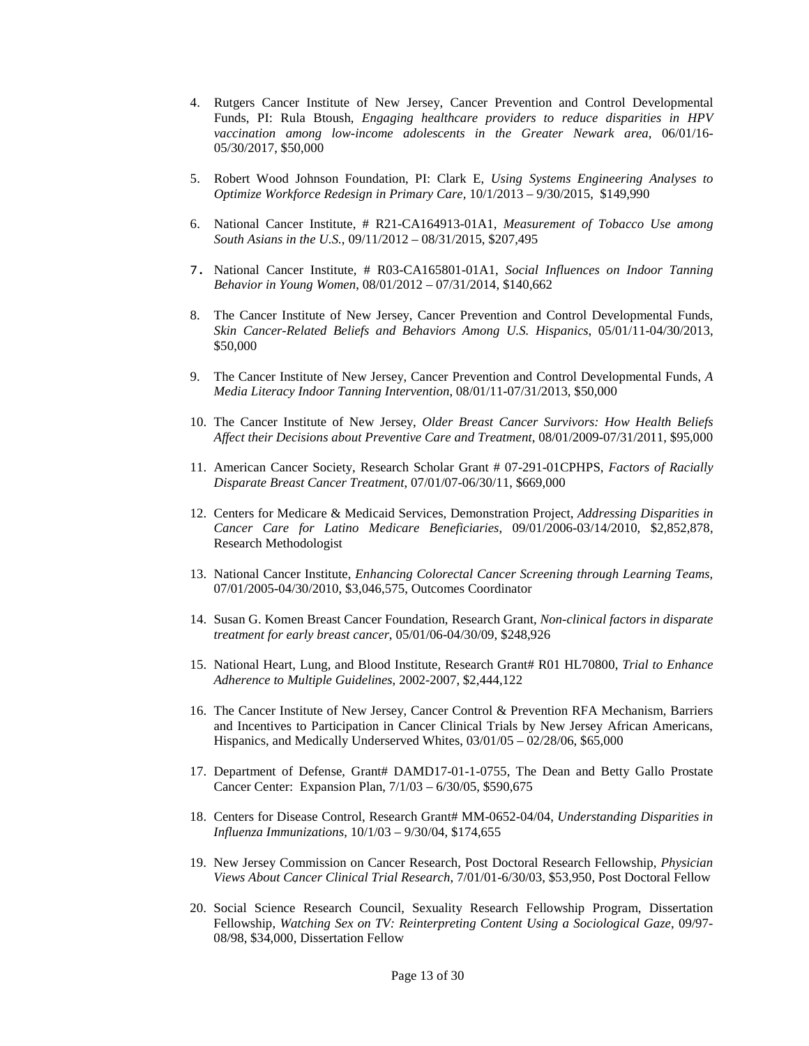4. Rutgers Cancer Institute of New Jersey, Cancer Prevention and Control Developmental Funds, PI: Rula Btoush, *Engaging healthcare providers to reduce disparities in HPV vaccination among low-income adolescents in the Greater Newark area*, 06/01/16-05/30/2017, $50,000

5. Robert Wood Johnson Foundation, PI: Clark E, *Using Systems Engineering Analyses to Optimize Workforce Redesign in Primary Care*, 10/1/2013 – 9/30/2015, $149,990

6. National Cancer Institute, # R21-CA164913-01A1, *Measurement of Tobacco Use among South Asians in the U.S.*, 09/11/2012 – 08/31/2015, $207,495

7. National Cancer Institute, # R03-CA165801-01A1, *Social Influences on Indoor Tanning Behavior in Young Women*, 08/01/2012 – 07/31/2014, $140,662

8. The Cancer Institute of New Jersey, Cancer Prevention and Control Developmental Funds, *Skin Cancer-Related Beliefs and Behaviors Among U.S. Hispanics*, 05/01/11-04/30/2013, $50,000

9. The Cancer Institute of New Jersey, Cancer Prevention and Control Developmental Funds, *A Media Literacy Indoor Tanning Intervention*, 08/01/11-07/31/2013, $50,000

10. The Cancer Institute of New Jersey, *Older Breast Cancer Survivors: How Health Beliefs Affect their Decisions about Preventive Care and Treatment*, 08/01/2009-07/31/2011, $95,000

11. American Cancer Society, Research Scholar Grant # 07-291-01CPHPS, *Factors of Racially Disparate Breast Cancer Treatment*, 07/01/07-06/30/11, $669,000

12. Centers for Medicare & Medicaid Services, Demonstration Project, *Addressing Disparities in Cancer Care for Latino Medicare Beneficiaries*, 09/01/2006-03/14/2010, $2,852,878, Research Methodologist

13. National Cancer Institute, *Enhancing Colorectal Cancer Screening through Learning Teams,* 07/01/2005-04/30/2010, $3,046,575, Outcomes Coordinator

14. Susan G. Komen Breast Cancer Foundation, Research Grant, *Non-clinical factors in disparate treatment for early breast cancer*, 05/01/06-04/30/09, $248,926

15. National Heart, Lung, and Blood Institute, Research Grant# R01 HL70800, *Trial to Enhance Adherence to Multiple Guidelines*, 2002-2007, $2,444,122

16. The Cancer Institute of New Jersey, Cancer Control & Prevention RFA Mechanism, Barriers and Incentives to Participation in Cancer Clinical Trials by New Jersey African Americans, Hispanics, and Medically Underserved Whites, 03/01/05 – 02/28/06, $65,000

17. Department of Defense, Grant# DAMD17-01-1-0755, The Dean and Betty Gallo Prostate Cancer Center: Expansion Plan, 7/1/03 – 6/30/05, $590,675

18. Centers for Disease Control, Research Grant# MM-0652-04/04, *Understanding Disparities in Influenza Immunizations*, 10/1/03 – 9/30/04, $174,655

19. New Jersey Commission on Cancer Research, Post Doctoral Research Fellowship, *Physician Views About Cancer Clinical Trial Research*, 7/01/01-6/30/03, $53,950, Post Doctoral Fellow

20. Social Science Research Council, Sexuality Research Fellowship Program, Dissertation Fellowship, *Watching Sex on TV: Reinterpreting Content Using a Sociological Gaze*, 09/97-08/98, $34,000, Dissertation Fellow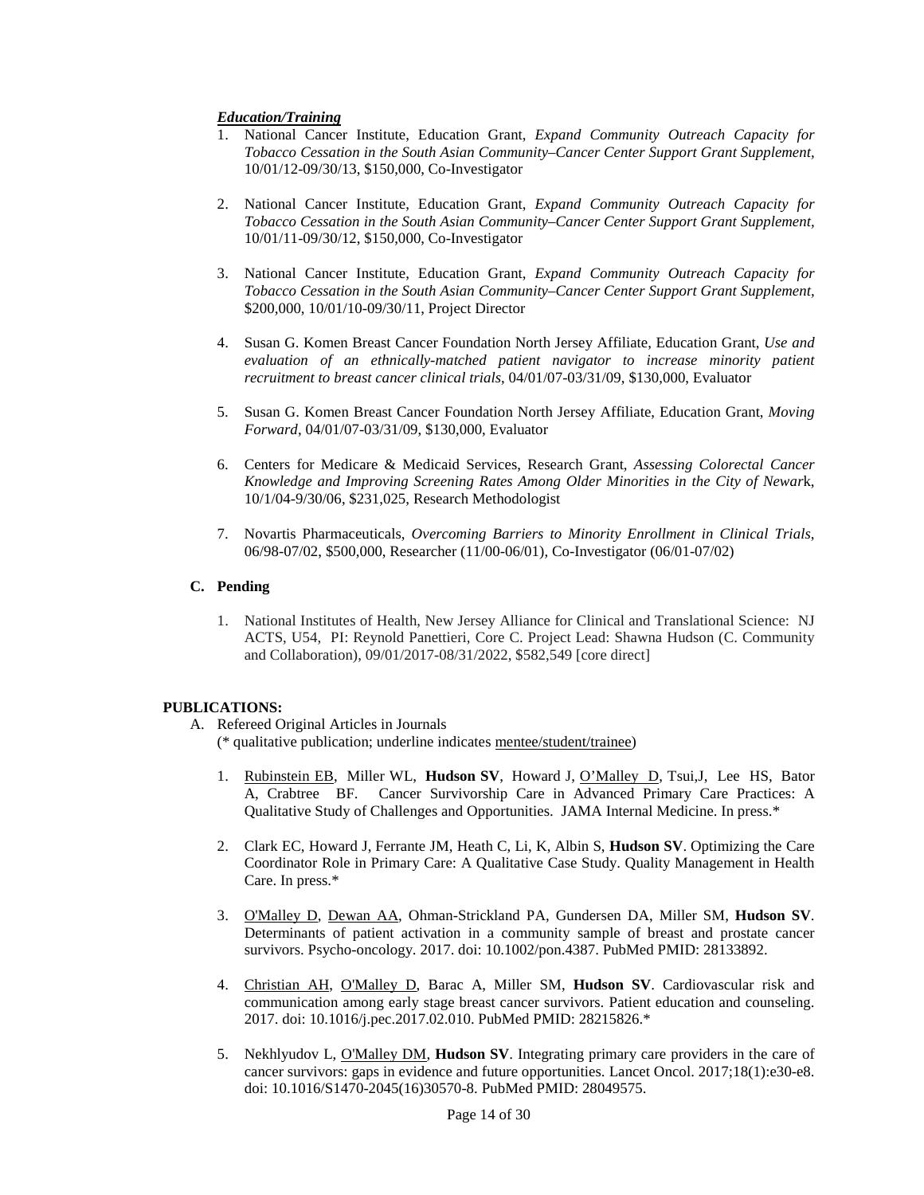***Education/Training***

1. National Cancer Institute, Education Grant, *Expand Community Outreach Capacity for Tobacco Cessation in the South Asian Community–Cancer Center Support Grant Supplement*, 10/01/12-09/30/13, $150,000, Co-Investigator

2. National Cancer Institute, Education Grant, *Expand Community Outreach Capacity for Tobacco Cessation in the South Asian Community–Cancer Center Support Grant Supplement,* 10/01/11-09/30/12, $150,000, Co-Investigator

3. National Cancer Institute, Education Grant, *Expand Community Outreach Capacity for Tobacco Cessation in the South Asian Community–Cancer Center Support Grant Supplement,* $200,000, 10/01/10-09/30/11, Project Director

4. Susan G. Komen Breast Cancer Foundation North Jersey Affiliate, Education Grant, *Use and evaluation of an ethnically-matched patient navigator to increase minority patient recruitment to breast cancer clinical trials*, 04/01/07-03/31/09, $130,000, Evaluator

5. Susan G. Komen Breast Cancer Foundation North Jersey Affiliate, Education Grant, *Moving Forward*, 04/01/07-03/31/09, $130,000, Evaluator

6. Centers for Medicare & Medicaid Services, Research Grant, *Assessing Colorectal Cancer Knowledge and Improving Screening Rates Among Older Minorities in the City of Newar*k, 10/1/04-9/30/06, $231,025, Research Methodologist

7. Novartis Pharmaceuticals, *Overcoming Barriers to Minority Enrollment in Clinical Trials*, 06/98-07/02, $500,000, Researcher (11/00-06/01), Co-Investigator (06/01-07/02)

**C. Pending**

1. National Institutes of Health, New Jersey Alliance for Clinical and Translational Science: NJ ACTS, U54, PI: Reynold Panettieri, Core C. Project Lead: Shawna Hudson (C. Community and Collaboration), 09/01/2017-08/31/2022, $582,549 [core direct]

**PUBLICATIONS:**

A. Refereed Original Articles in Journals
(* qualitative publication; underline indicates <u>mentee/student/trainee</u>)

1. <u>Rubinstein EB</u>, Miller WL, **Hudson SV**, Howard J, <u>O'Malley D</u>, Tsui,J, Lee HS, Bator A, Crabtree BF. Cancer Survivorship Care in Advanced Primary Care Practices: A Qualitative Study of Challenges and Opportunities. JAMA Internal Medicine. In press.*

2. Clark EC, Howard J, Ferrante JM, Heath C, Li, K, Albin S, **Hudson SV**. Optimizing the Care Coordinator Role in Primary Care: A Qualitative Case Study. Quality Management in Health Care. In press.*

3. <u>O'Malley D</u>, <u>Dewan AA</u>, Ohman-Strickland PA, Gundersen DA, Miller SM, **Hudson SV**. Determinants of patient activation in a community sample of breast and prostate cancer survivors. Psycho-oncology. 2017. doi: 10.1002/pon.4387. PubMed PMID: 28133892.

4. <u>Christian AH</u>, <u>O'Malley D</u>, Barac A, Miller SM, **Hudson SV**. Cardiovascular risk and communication among early stage breast cancer survivors. Patient education and counseling. 2017. doi: 10.1016/j.pec.2017.02.010. PubMed PMID: 28215826.*

5. Nekhlyudov L, <u>O'Malley DM</u>, **Hudson SV**. Integrating primary care providers in the care of cancer survivors: gaps in evidence and future opportunities. Lancet Oncol. 2017;18(1):e30-e8. doi: 10.1016/S1470-2045(16)30570-8. PubMed PMID: 28049575.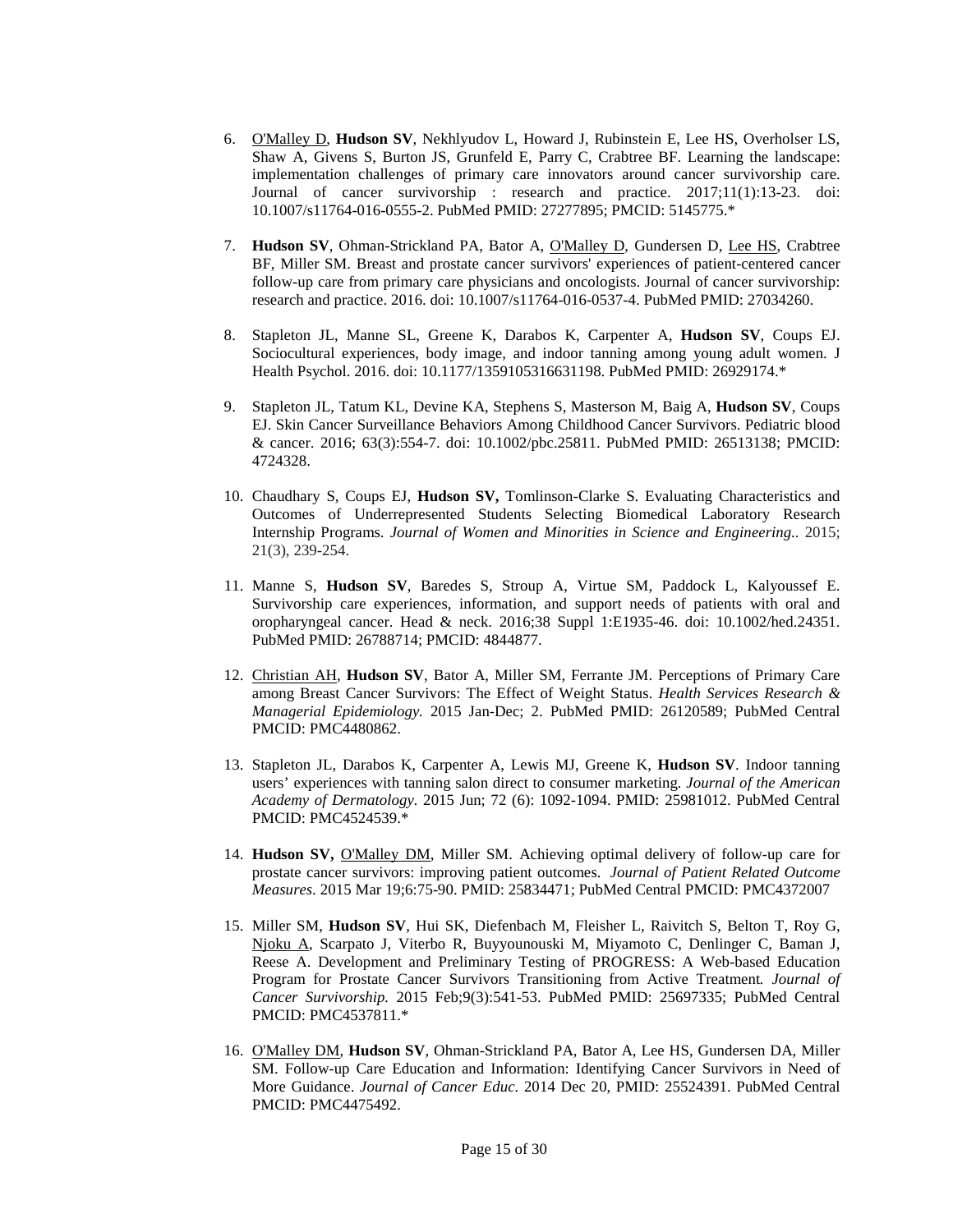6. O'Malley D, **Hudson SV**, Nekhlyudov L, Howard J, Rubinstein E, Lee HS, Overholser LS, Shaw A, Givens S, Burton JS, Grunfeld E, Parry C, Crabtree BF. Learning the landscape: implementation challenges of primary care innovators around cancer survivorship care. Journal of cancer survivorship : research and practice. 2017;11(1):13-23. doi: 10.1007/s11764-016-0555-2. PubMed PMID: 27277895; PMCID: 5145775.*

7. **Hudson SV**, Ohman-Strickland PA, Bator A, O'Malley D, Gundersen D, Lee HS, Crabtree BF, Miller SM. Breast and prostate cancer survivors' experiences of patient-centered cancer follow-up care from primary care physicians and oncologists. Journal of cancer survivorship: research and practice. 2016. doi: 10.1007/s11764-016-0537-4. PubMed PMID: 27034260.

8. Stapleton JL, Manne SL, Greene K, Darabos K, Carpenter A, **Hudson SV**, Coups EJ. Sociocultural experiences, body image, and indoor tanning among young adult women. J Health Psychol. 2016. doi: 10.1177/1359105316631198. PubMed PMID: 26929174.*

9. Stapleton JL, Tatum KL, Devine KA, Stephens S, Masterson M, Baig A, **Hudson SV**, Coups EJ. Skin Cancer Surveillance Behaviors Among Childhood Cancer Survivors. Pediatric blood & cancer. 2016; 63(3):554-7. doi: 10.1002/pbc.25811. PubMed PMID: 26513138; PMCID: 4724328.

10. Chaudhary S, Coups EJ, **Hudson SV,** Tomlinson-Clarke S. Evaluating Characteristics and Outcomes of Underrepresented Students Selecting Biomedical Laboratory Research Internship Programs. *Journal of Women and Minorities in Science and Engineering..* 2015; 21(3), 239-254.

11. Manne S, **Hudson SV**, Baredes S, Stroup A, Virtue SM, Paddock L, Kalyoussef E. Survivorship care experiences, information, and support needs of patients with oral and oropharyngeal cancer. Head & neck. 2016;38 Suppl 1:E1935-46. doi: 10.1002/hed.24351. PubMed PMID: 26788714; PMCID: 4844877.

12. Christian AH, **Hudson SV**, Bator A, Miller SM, Ferrante JM. Perceptions of Primary Care among Breast Cancer Survivors: The Effect of Weight Status. *Health Services Research & Managerial Epidemiology.* 2015 Jan-Dec; 2. PubMed PMID: 26120589; PubMed Central PMCID: PMC4480862.

13. Stapleton JL, Darabos K, Carpenter A, Lewis MJ, Greene K, **Hudson SV**. Indoor tanning users' experiences with tanning salon direct to consumer marketing. *Journal of the American Academy of Dermatology*. 2015 Jun; 72 (6): 1092-1094. PMID: 25981012. PubMed Central PMCID: PMC4524539.*

14. **Hudson SV,** O'Malley DM, Miller SM. Achieving optimal delivery of follow-up care for prostate cancer survivors: improving patient outcomes. *Journal of Patient Related Outcome Measures*. 2015 Mar 19;6:75-90. PMID: 25834471; PubMed Central PMCID: PMC4372007

15. Miller SM, **Hudson SV**, Hui SK, Diefenbach M, Fleisher L, Raivitch S, Belton T, Roy G, Njoku A, Scarpato J, Viterbo R, Buyyounouski M, Miyamoto C, Denlinger C, Baman J, Reese A. Development and Preliminary Testing of PROGRESS: A Web-based Education Program for Prostate Cancer Survivors Transitioning from Active Treatment*. Journal of Cancer Survivorship.* 2015 Feb;9(3):541-53. PubMed PMID: 25697335; PubMed Central PMCID: PMC4537811.*

16. O'Malley DM, **Hudson SV**, Ohman-Strickland PA, Bator A, Lee HS, Gundersen DA, Miller SM. Follow-up Care Education and Information: Identifying Cancer Survivors in Need of More Guidance. *Journal of Cancer Educ*. 2014 Dec 20, PMID: 25524391. PubMed Central PMCID: PMC4475492.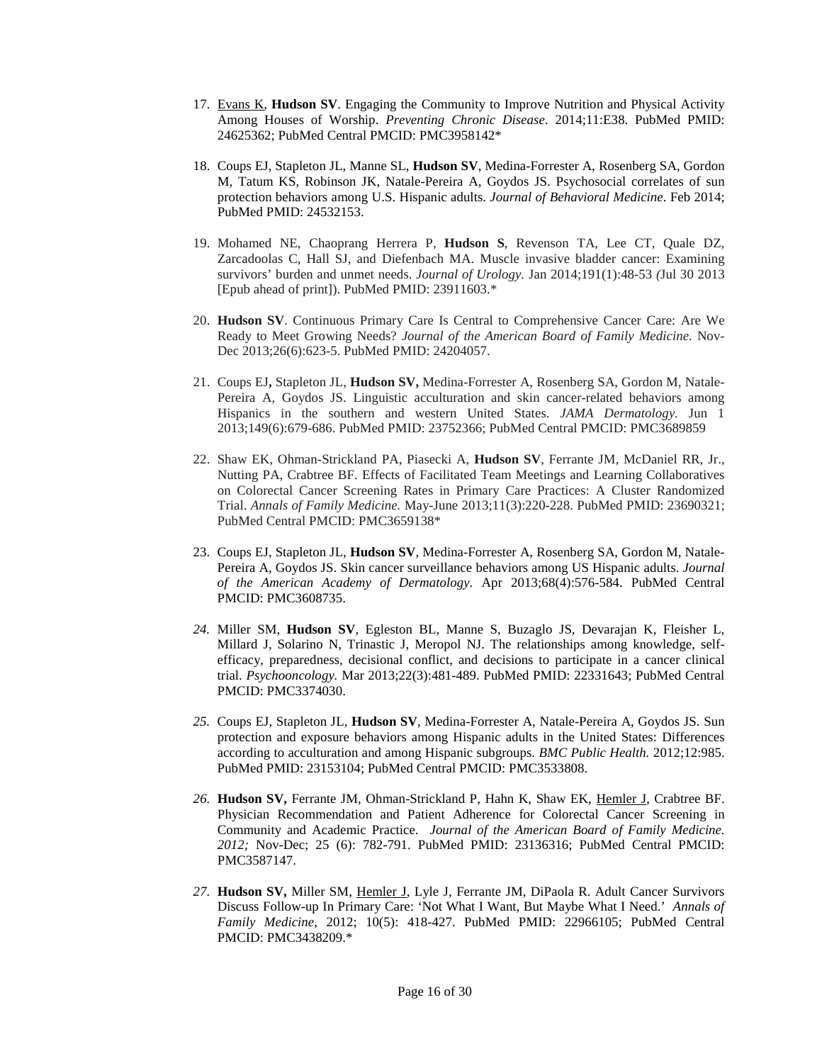17. <u>Evans K</u>, **Hudson SV**. Engaging the Community to Improve Nutrition and Physical Activity Among Houses of Worship. *Preventing Chronic Disease*. 2014;11:E38. PubMed PMID: 24625362; PubMed Central PMCID: PMC3958142*

18. Coups EJ, Stapleton JL, Manne SL, **Hudson SV**, Medina-Forrester A, Rosenberg SA, Gordon M, Tatum KS, Robinson JK, Natale-Pereira A, Goydos JS. Psychosocial correlates of sun protection behaviors among U.S. Hispanic adults. *Journal of Behavioral Medicine*. Feb 2014; PubMed PMID: 24532153.

19. Mohamed NE, Chaoprang Herrera P, **Hudson S**, Revenson TA, Lee CT, Quale DZ, Zarcadoolas C, Hall SJ, and Diefenbach MA. Muscle invasive bladder cancer: Examining survivors' burden and unmet needs. *Journal of Urology.* Jan 2014;191(1):48-53 *(*Jul 30 2013 [Epub ahead of print]). PubMed PMID: 23911603.*

20. **Hudson SV**. Continuous Primary Care Is Central to Comprehensive Cancer Care: Are We Ready to Meet Growing Needs? *Journal of the American Board of Family Medicine.* Nov-Dec 2013;26(6):623-5. PubMed PMID: 24204057.

21. Coups EJ**,** Stapleton JL, **Hudson SV,** Medina-Forrester A, Rosenberg SA, Gordon M, Natale-Pereira A, Goydos JS. Linguistic acculturation and skin cancer-related behaviors among Hispanics in the southern and western United States. *JAMA Dermatology.* Jun 1 2013;149(6):679-686. PubMed PMID: 23752366; PubMed Central PMCID: PMC3689859

22. Shaw EK, Ohman-Strickland PA, Piasecki A, **Hudson SV**, Ferrante JM, McDaniel RR, Jr., Nutting PA, Crabtree BF. Effects of Facilitated Team Meetings and Learning Collaboratives on Colorectal Cancer Screening Rates in Primary Care Practices: A Cluster Randomized Trial. *Annals of Family Medicine.* May-June 2013;11(3):220-228. PubMed PMID: 23690321; PubMed Central PMCID: PMC3659138*

23. Coups EJ, Stapleton JL, **Hudson SV**, Medina-Forrester A, Rosenberg SA, Gordon M, Natale-Pereira A, Goydos JS. Skin cancer surveillance behaviors among US Hispanic adults. *Journal of the American Academy of Dermatology.* Apr 2013;68(4):576-584. PubMed Central PMCID: PMC3608735.

24. Miller SM, **Hudson SV**, Egleston BL, Manne S, Buzaglo JS, Devarajan K, Fleisher L, Millard J, Solarino N, Trinastic J, Meropol NJ. The relationships among knowledge, self-efficacy, preparedness, decisional conflict, and decisions to participate in a cancer clinical trial. *Psychooncology.* Mar 2013;22(3):481-489. PubMed PMID: 22331643; PubMed Central PMCID: PMC3374030.

25. Coups EJ, Stapleton JL, **Hudson SV**, Medina-Forrester A, Natale-Pereira A, Goydos JS. Sun protection and exposure behaviors among Hispanic adults in the United States: Differences according to acculturation and among Hispanic subgroups. *BMC Public Health.* 2012;12:985. PubMed PMID: 23153104; PubMed Central PMCID: PMC3533808.

26. **Hudson SV,** Ferrante JM, Ohman-Strickland P, Hahn K, Shaw EK, <u>Hemler J</u>, Crabtree BF. Physician Recommendation and Patient Adherence for Colorectal Cancer Screening in Community and Academic Practice. *Journal of the American Board of Family Medicine. 2012;* Nov-Dec; 25 (6): 782-791. PubMed PMID: 23136316; PubMed Central PMCID: PMC3587147.

27. **Hudson SV,** Miller SM, <u>Hemler J</u>, Lyle J, Ferrante JM, DiPaola R. Adult Cancer Survivors Discuss Follow-up In Primary Care: 'Not What I Want, But Maybe What I Need.' *Annals of Family Medicine*, 2012; 10(5): 418-427. PubMed PMID: 22966105; PubMed Central PMCID: PMC3438209.*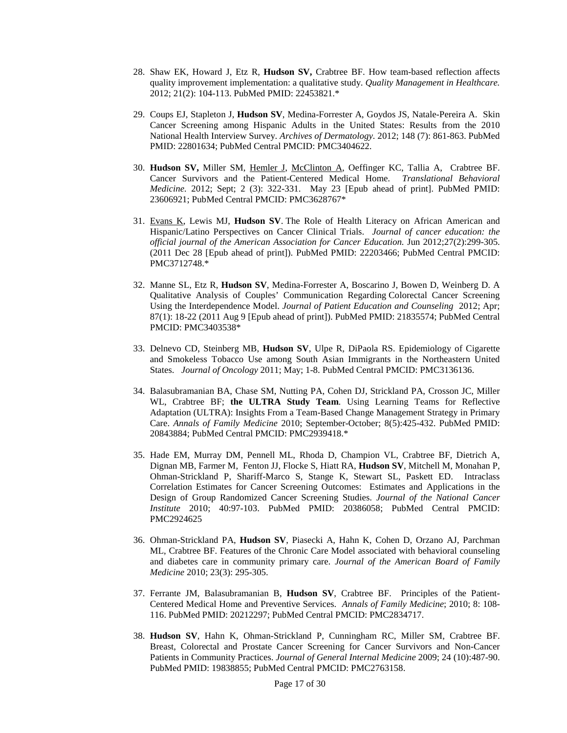28. Shaw EK, Howard J, Etz R, **Hudson SV,** Crabtree BF. How team-based reflection affects quality improvement implementation: a qualitative study. *Quality Management in Healthcare.* 2012; 21(2): 104-113. PubMed PMID: 22453821.*

29. Coups EJ, Stapleton J, **Hudson SV**, Medina-Forrester A, Goydos JS, Natale-Pereira A. Skin Cancer Screening among Hispanic Adults in the United States: Results from the 2010 National Health Interview Survey. *Archives of Dermatology*. 2012; 148 (7): 861-863. PubMed PMID: 22801634; PubMed Central PMCID: PMC3404622.

30. **Hudson SV,** Miller SM, Hemler J, McClinton A, Oeffinger KC, Tallia A, Crabtree BF. Cancer Survivors and the Patient-Centered Medical Home. *Translational Behavioral Medicine.* 2012; Sept; 2 (3): 322-331. May 23 [Epub ahead of print]. PubMed PMID: 23606921; PubMed Central PMCID: PMC3628767*

31. Evans K, Lewis MJ, **Hudson SV**. The Role of Health Literacy on African American and Hispanic/Latino Perspectives on Cancer Clinical Trials. *Journal of cancer education: the official journal of the American Association for Cancer Education.* Jun 2012;27(2):299-305. (2011 Dec 28 [Epub ahead of print]). PubMed PMID: 22203466; PubMed Central PMCID: PMC3712748.*

32. Manne SL, Etz R, **Hudson SV**, Medina-Forrester A, Boscarino J, Bowen D, Weinberg D. A Qualitative Analysis of Couples' Communication Regarding Colorectal Cancer Screening Using the Interdependence Model. *Journal of Patient Education and Counseling* 2012; Apr; 87(1): 18-22 (2011 Aug 9 [Epub ahead of print]). PubMed PMID: 21835574; PubMed Central PMCID: PMC3403538*

33. Delnevo CD, Steinberg MB, **Hudson SV**, Ulpe R, DiPaola RS. Epidemiology of Cigarette and Smokeless Tobacco Use among South Asian Immigrants in the Northeastern United States. *Journal of Oncology* 2011; May; 1-8. PubMed Central PMCID: PMC3136136.

34. Balasubramanian BA, Chase SM, Nutting PA, Cohen DJ, Strickland PA, Crosson JC, Miller WL, Crabtree BF; **the ULTRA Study Team**. Using Learning Teams for Reflective Adaptation (ULTRA): Insights From a Team-Based Change Management Strategy in Primary Care. *Annals of Family Medicine* 2010; September-October; 8(5):425-432. PubMed PMID: 20843884; PubMed Central PMCID: PMC2939418.*

35. Hade EM, Murray DM, Pennell ML, Rhoda D, Champion VL, Crabtree BF, Dietrich A, Dignan MB, Farmer M, Fenton JJ, Flocke S, Hiatt RA, **Hudson SV**, Mitchell M, Monahan P, Ohman-Strickland P, Shariff-Marco S, Stange K, Stewart SL, Paskett ED. Intraclass Correlation Estimates for Cancer Screening Outcomes: Estimates and Applications in the Design of Group Randomized Cancer Screening Studies. *Journal of the National Cancer Institute* 2010; 40:97-103. PubMed PMID: 20386058; PubMed Central PMCID: PMC2924625

36. Ohman-Strickland PA, **Hudson SV**, Piasecki A, Hahn K, Cohen D, Orzano AJ, Parchman ML, Crabtree BF. Features of the Chronic Care Model associated with behavioral counseling and diabetes care in community primary care. *Journal of the American Board of Family Medicine* 2010; 23(3): 295-305.

37. Ferrante JM, Balasubramanian B, **Hudson SV**, Crabtree BF. Principles of the Patient-Centered Medical Home and Preventive Services. *Annals of Family Medicine*; 2010; 8: 108-116. PubMed PMID: 20212297; PubMed Central PMCID: PMC2834717.

38. **Hudson SV**, Hahn K, Ohman-Strickland P, Cunningham RC, Miller SM, Crabtree BF. Breast, Colorectal and Prostate Cancer Screening for Cancer Survivors and Non-Cancer Patients in Community Practices. *Journal of General Internal Medicine* 2009; 24 (10):487-90. PubMed PMID: 19838855; PubMed Central PMCID: PMC2763158.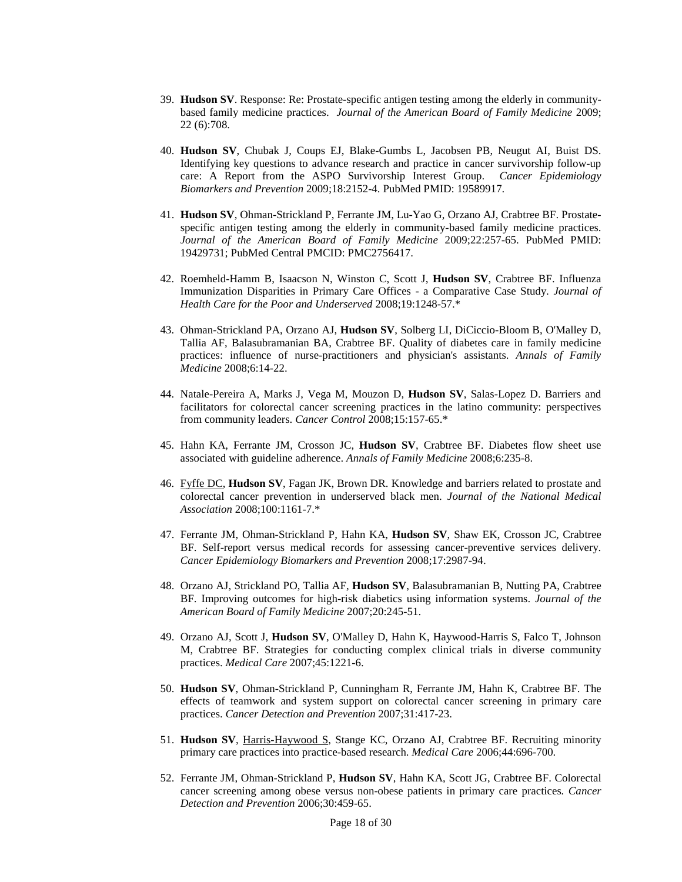39. **Hudson SV**. Response: Re: Prostate-specific antigen testing among the elderly in community-based family medicine practices. *Journal of the American Board of Family Medicine* 2009; 22 (6):708.

40. **Hudson SV**, Chubak J, Coups EJ, Blake-Gumbs L, Jacobsen PB, Neugut AI, Buist DS. Identifying key questions to advance research and practice in cancer survivorship follow-up care: A Report from the ASPO Survivorship Interest Group. *Cancer Epidemiology Biomarkers and Prevention* 2009;18:2152-4. PubMed PMID: 19589917.

41. **Hudson SV**, Ohman-Strickland P, Ferrante JM, Lu-Yao G, Orzano AJ, Crabtree BF. Prostate-specific antigen testing among the elderly in community-based family medicine practices. *Journal of the American Board of Family Medicine* 2009;22:257-65. PubMed PMID: 19429731; PubMed Central PMCID: PMC2756417.

42. Roemheld-Hamm B, Isaacson N, Winston C, Scott J, **Hudson SV**, Crabtree BF. Influenza Immunization Disparities in Primary Care Offices - a Comparative Case Study. *Journal of Health Care for the Poor and Underserved* 2008;19:1248-57.*

43. Ohman-Strickland PA, Orzano AJ, **Hudson SV**, Solberg LI, DiCiccio-Bloom B, O'Malley D, Tallia AF, Balasubramanian BA, Crabtree BF. Quality of diabetes care in family medicine practices: influence of nurse-practitioners and physician's assistants. *Annals of Family Medicine* 2008;6:14-22.

44. Natale-Pereira A, Marks J, Vega M, Mouzon D, **Hudson SV**, Salas-Lopez D. Barriers and facilitators for colorectal cancer screening practices in the latino community: perspectives from community leaders. *Cancer Control* 2008;15:157-65.*

45. Hahn KA, Ferrante JM, Crosson JC, **Hudson SV**, Crabtree BF. Diabetes flow sheet use associated with guideline adherence. *Annals of Family Medicine* 2008;6:235-8.

46. <u>Fyffe DC</u>, **Hudson SV**, Fagan JK, Brown DR. Knowledge and barriers related to prostate and colorectal cancer prevention in underserved black men. *Journal of the National Medical Association* 2008;100:1161-7.*

47. Ferrante JM, Ohman-Strickland P, Hahn KA, **Hudson SV**, Shaw EK, Crosson JC, Crabtree BF. Self-report versus medical records for assessing cancer-preventive services delivery. *Cancer Epidemiology Biomarkers and Prevention* 2008;17:2987-94.

48. Orzano AJ, Strickland PO, Tallia AF, **Hudson SV**, Balasubramanian B, Nutting PA, Crabtree BF. Improving outcomes for high-risk diabetics using information systems. *Journal of the American Board of Family Medicine* 2007;20:245-51.

49. Orzano AJ, Scott J, **Hudson SV**, O'Malley D, Hahn K, Haywood-Harris S, Falco T, Johnson M, Crabtree BF. Strategies for conducting complex clinical trials in diverse community practices. *Medical Care* 2007;45:1221-6.

50. **Hudson SV**, Ohman-Strickland P, Cunningham R, Ferrante JM, Hahn K, Crabtree BF. The effects of teamwork and system support on colorectal cancer screening in primary care practices. *Cancer Detection and Prevention* 2007;31:417-23.

51. **Hudson SV**, <u>Harris-Haywood S</u>, Stange KC, Orzano AJ, Crabtree BF. Recruiting minority primary care practices into practice-based research. *Medical Care* 2006;44:696-700.

52. Ferrante JM, Ohman-Strickland P, **Hudson SV**, Hahn KA, Scott JG, Crabtree BF. Colorectal cancer screening among obese versus non-obese patients in primary care practices. *Cancer Detection and Prevention* 2006;30:459-65.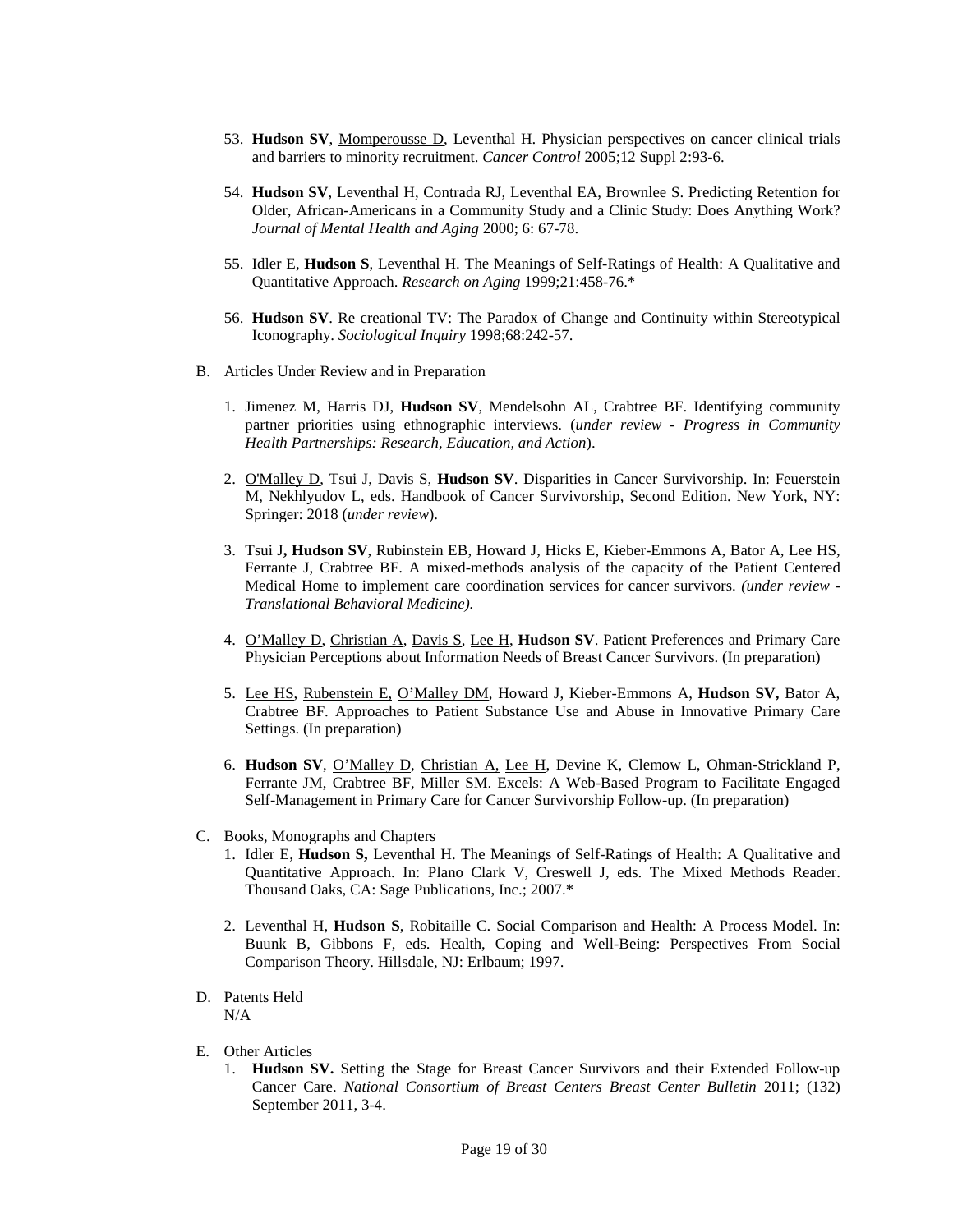53. **Hudson SV**, <u>Momperousse D</u>, Leventhal H. Physician perspectives on cancer clinical trials and barriers to minority recruitment. *Cancer Control* 2005;12 Suppl 2:93-6.

54. **Hudson SV**, Leventhal H, Contrada RJ, Leventhal EA, Brownlee S. Predicting Retention for Older, African-Americans in a Community Study and a Clinic Study: Does Anything Work? *Journal of Mental Health and Aging* 2000; 6: 67-78.

55. Idler E, **Hudson S**, Leventhal H. The Meanings of Self-Ratings of Health: A Qualitative and Quantitative Approach. *Research on Aging* 1999;21:458-76.*

56. **Hudson SV**. Re creational TV: The Paradox of Change and Continuity within Stereotypical Iconography. *Sociological Inquiry* 1998;68:242-57.

B. Articles Under Review and in Preparation

1. Jimenez M, Harris DJ, **Hudson SV**, Mendelsohn AL, Crabtree BF. Identifying community partner priorities using ethnographic interviews. (*under review - Progress in Community Health Partnerships: Research, Education, and Action*).

2. <u>O'Malley D</u>, Tsui J, Davis S, **Hudson SV**. Disparities in Cancer Survivorship. In: Feuerstein M, Nekhlyudov L, eds. Handbook of Cancer Survivorship, Second Edition. New York, NY: Springer: 2018 (*under review*).

3. Tsui J**, Hudson SV**, Rubinstein EB, Howard J, Hicks E, Kieber-Emmons A, Bator A, Lee HS, Ferrante J, Crabtree BF. A mixed-methods analysis of the capacity of the Patient Centered Medical Home to implement care coordination services for cancer survivors. *(under review - Translational Behavioral Medicine).*

4. <u>O'Malley D</u>, <u>Christian A</u>, <u>Davis S</u>, <u>Lee H</u>, **Hudson SV**. Patient Preferences and Primary Care Physician Perceptions about Information Needs of Breast Cancer Survivors. (In preparation)

5. <u>Lee HS</u>, <u>Rubenstein E,</u> <u>O'Malley DM</u>, Howard J, Kieber-Emmons A, **Hudson SV,** Bator A, Crabtree BF. Approaches to Patient Substance Use and Abuse in Innovative Primary Care Settings. (In preparation)

6. **Hudson SV**, <u>O'Malley D</u>, <u>Christian A,</u> <u>Lee H</u>, Devine K, Clemow L, Ohman-Strickland P, Ferrante JM, Crabtree BF, <u>Miller SM.</u> Excels: A Web-Based Program to Facilitate Engaged Self-Management in Primary Care for Cancer Survivorship Follow-up. (In preparation)

C. Books, Monographs and Chapters

1. Idler E, **Hudson S,** Leventhal H. The Meanings of Self-Ratings of Health: A Qualitative and Quantitative Approach. In: Plano Clark V, Creswell J, eds. The Mixed Methods Reader. Thousand Oaks, CA: Sage Publications, Inc.; 2007.*

2. Leventhal H, **Hudson S**, Robitaille C. Social Comparison and Health: A Process Model. In: Buunk B, Gibbons F, eds. Health, Coping and Well-Being: Perspectives From Social Comparison Theory. Hillsdale, NJ: Erlbaum; 1997.

D. Patents Held
N/A

E. Other Articles

1. **Hudson SV.** Setting the Stage for Breast Cancer Survivors and their Extended Follow-up Cancer Care. *National Consortium of Breast Centers Breast Center Bulletin* 2011; (132) September 2011, 3-4.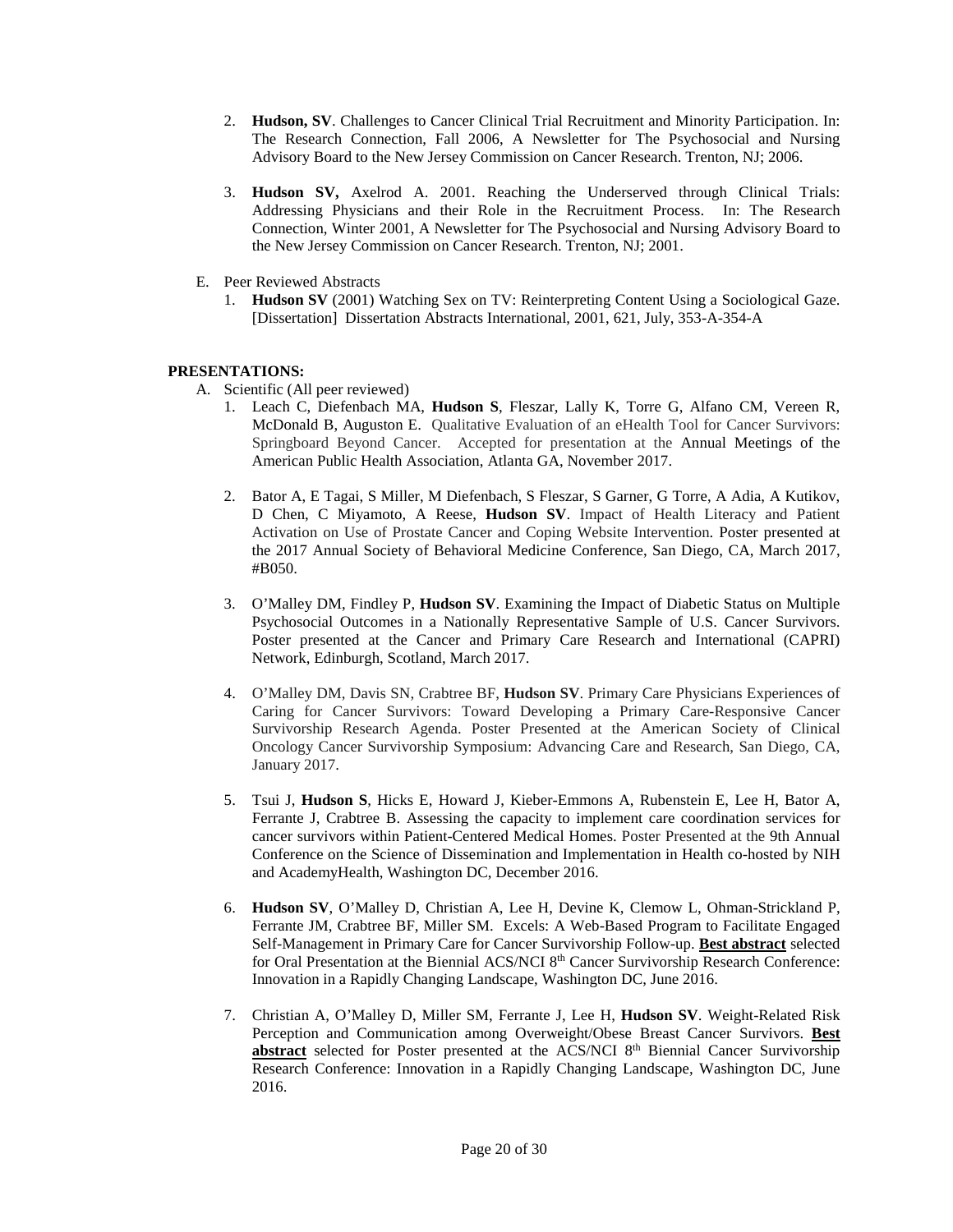2. **Hudson, SV**. Challenges to Cancer Clinical Trial Recruitment and Minority Participation. In: The Research Connection, Fall 2006, A Newsletter for The Psychosocial and Nursing Advisory Board to the New Jersey Commission on Cancer Research. Trenton, NJ; 2006.

3. **Hudson SV,** Axelrod A. 2001. Reaching the Underserved through Clinical Trials: Addressing Physicians and their Role in the Recruitment Process. In: The Research Connection, Winter 2001, A Newsletter for The Psychosocial and Nursing Advisory Board to the New Jersey Commission on Cancer Research. Trenton, NJ; 2001.

E. Peer Reviewed Abstracts

1. **Hudson SV** (2001) Watching Sex on TV: Reinterpreting Content Using a Sociological Gaze. [Dissertation] Dissertation Abstracts International, 2001, 621, July, 353-A-354-A

## PRESENTATIONS:

A. Scientific (All peer reviewed)

1. Leach C, Diefenbach MA, **Hudson S**, Fleszar, Lally K, Torre G, Alfano CM, Vereen R, McDonald B, Auguston E. Qualitative Evaluation of an eHealth Tool for Cancer Survivors: Springboard Beyond Cancer. Accepted for presentation at the Annual Meetings of the American Public Health Association, Atlanta GA, November 2017.

2. Bator A, E Tagai, S Miller, M Diefenbach, S Fleszar, S Garner, G Torre, A Adia, A Kutikov, D Chen, C Miyamoto, A Reese, **Hudson SV**. Impact of Health Literacy and Patient Activation on Use of Prostate Cancer and Coping Website Intervention. Poster presented at the 2017 Annual Society of Behavioral Medicine Conference, San Diego, CA, March 2017, #B050.

3. O'Malley DM, Findley P, **Hudson SV**. Examining the Impact of Diabetic Status on Multiple Psychosocial Outcomes in a Nationally Representative Sample of U.S. Cancer Survivors. Poster presented at the Cancer and Primary Care Research and International (CAPRI) Network, Edinburgh, Scotland, March 2017.

4. O'Malley DM, Davis SN, Crabtree BF, **Hudson SV**. Primary Care Physicians Experiences of Caring for Cancer Survivors: Toward Developing a Primary Care-Responsive Cancer Survivorship Research Agenda. Poster Presented at the American Society of Clinical Oncology Cancer Survivorship Symposium: Advancing Care and Research, San Diego, CA, January 2017.

5. Tsui J, **Hudson S**, Hicks E, Howard J, Kieber-Emmons A, Rubenstein E, Lee H, Bator A, Ferrante J, Crabtree B. Assessing the capacity to implement care coordination services for cancer survivors within Patient-Centered Medical Homes. Poster Presented at the 9th Annual Conference on the Science of Dissemination and Implementation in Health co-hosted by NIH and AcademyHealth, Washington DC, December 2016.

6. **Hudson SV**, O'Malley D, Christian A, Lee H, Devine K, Clemow L, Ohman-Strickland P, Ferrante JM, Crabtree BF, Miller SM. Excels: A Web-Based Program to Facilitate Engaged Self-Management in Primary Care for Cancer Survivorship Follow-up. **Best abstract** selected for Oral Presentation at the Biennial ACS/NCI 8th Cancer Survivorship Research Conference: Innovation in a Rapidly Changing Landscape, Washington DC, June 2016.

7. Christian A, O'Malley D, Miller SM, Ferrante J, Lee H, **Hudson SV**. Weight-Related Risk Perception and Communication among Overweight/Obese Breast Cancer Survivors. **Best abstract** selected for Poster presented at the ACS/NCI 8th Biennial Cancer Survivorship Research Conference: Innovation in a Rapidly Changing Landscape, Washington DC, June 2016.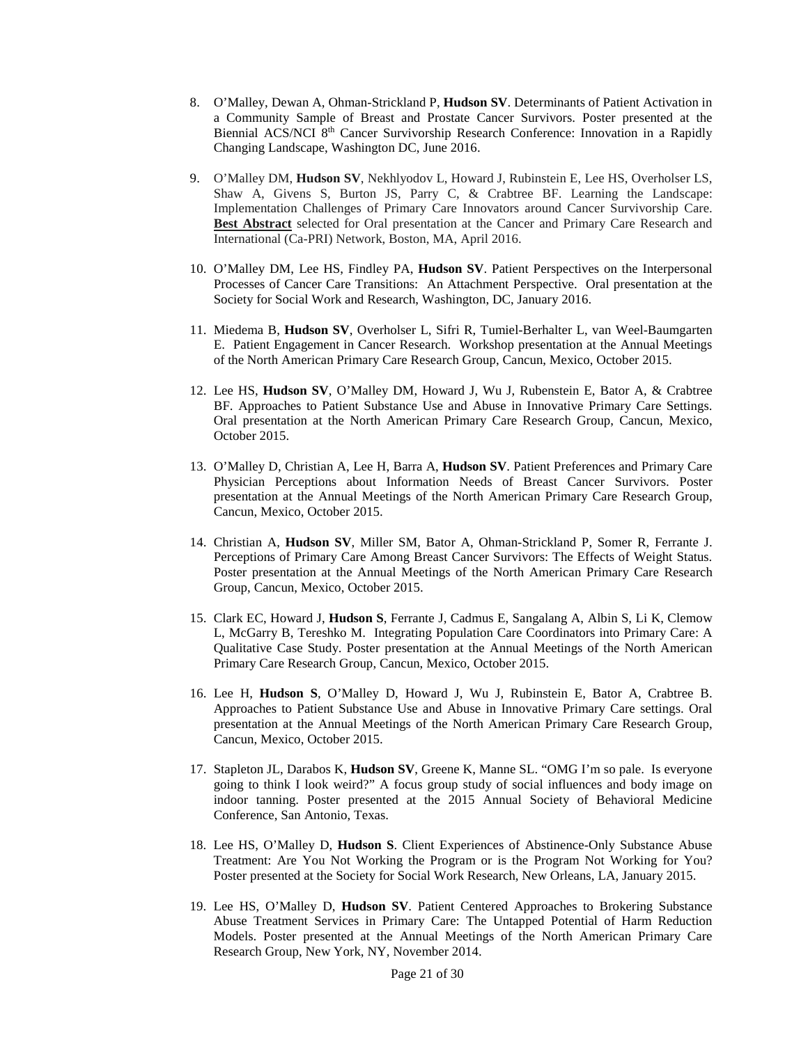8. O'Malley, Dewan A, Ohman-Strickland P, **Hudson SV**. Determinants of Patient Activation in a Community Sample of Breast and Prostate Cancer Survivors. Poster presented at the Biennial ACS/NCI 8th Cancer Survivorship Research Conference: Innovation in a Rapidly Changing Landscape, Washington DC, June 2016.

9. O'Malley DM, **Hudson SV**, Nekhlyodov L, Howard J, Rubinstein E, Lee HS, Overholser LS, Shaw A, Givens S, Burton JS, Parry C, & Crabtree BF. Learning the Landscape: Implementation Challenges of Primary Care Innovators around Cancer Survivorship Care. **Best Abstract** selected for Oral presentation at the Cancer and Primary Care Research and International (Ca-PRI) Network, Boston, MA, April 2016.

10. O'Malley DM, Lee HS, Findley PA, **Hudson SV**. Patient Perspectives on the Interpersonal Processes of Cancer Care Transitions: An Attachment Perspective. Oral presentation at the Society for Social Work and Research, Washington, DC, January 2016.

11. Miedema B, **Hudson SV**, Overholser L, Sifri R, Tumiel-Berhalter L, van Weel-Baumgarten E. Patient Engagement in Cancer Research. Workshop presentation at the Annual Meetings of the North American Primary Care Research Group, Cancun, Mexico, October 2015.

12. Lee HS, **Hudson SV**, O'Malley DM, Howard J, Wu J, Rubenstein E, Bator A, & Crabtree BF. Approaches to Patient Substance Use and Abuse in Innovative Primary Care Settings. Oral presentation at the North American Primary Care Research Group, Cancun, Mexico, October 2015.

13. O'Malley D, Christian A, Lee H, Barra A, **Hudson SV**. Patient Preferences and Primary Care Physician Perceptions about Information Needs of Breast Cancer Survivors. Poster presentation at the Annual Meetings of the North American Primary Care Research Group, Cancun, Mexico, October 2015.

14. Christian A, **Hudson SV**, Miller SM, Bator A, Ohman-Strickland P, Somer R, Ferrante J. Perceptions of Primary Care Among Breast Cancer Survivors: The Effects of Weight Status. Poster presentation at the Annual Meetings of the North American Primary Care Research Group, Cancun, Mexico, October 2015.

15. Clark EC, Howard J, **Hudson S**, Ferrante J, Cadmus E, Sangalang A, Albin S, Li K, Clemow L, McGarry B, Tereshko M. Integrating Population Care Coordinators into Primary Care: A Qualitative Case Study. Poster presentation at the Annual Meetings of the North American Primary Care Research Group, Cancun, Mexico, October 2015.

16. Lee H, **Hudson S**, O'Malley D, Howard J, Wu J, Rubinstein E, Bator A, Crabtree B. Approaches to Patient Substance Use and Abuse in Innovative Primary Care settings. Oral presentation at the Annual Meetings of the North American Primary Care Research Group, Cancun, Mexico, October 2015.

17. Stapleton JL, Darabos K, **Hudson SV**, Greene K, Manne SL. "OMG I'm so pale. Is everyone going to think I look weird?" A focus group study of social influences and body image on indoor tanning. Poster presented at the 2015 Annual Society of Behavioral Medicine Conference, San Antonio, Texas.

18. Lee HS, O'Malley D, **Hudson S**. Client Experiences of Abstinence-Only Substance Abuse Treatment: Are You Not Working the Program or is the Program Not Working for You? Poster presented at the Society for Social Work Research, New Orleans, LA, January 2015.

19. Lee HS, O'Malley D, **Hudson SV**. Patient Centered Approaches to Brokering Substance Abuse Treatment Services in Primary Care: The Untapped Potential of Harm Reduction Models. Poster presented at the Annual Meetings of the North American Primary Care Research Group, New York, NY, November 2014.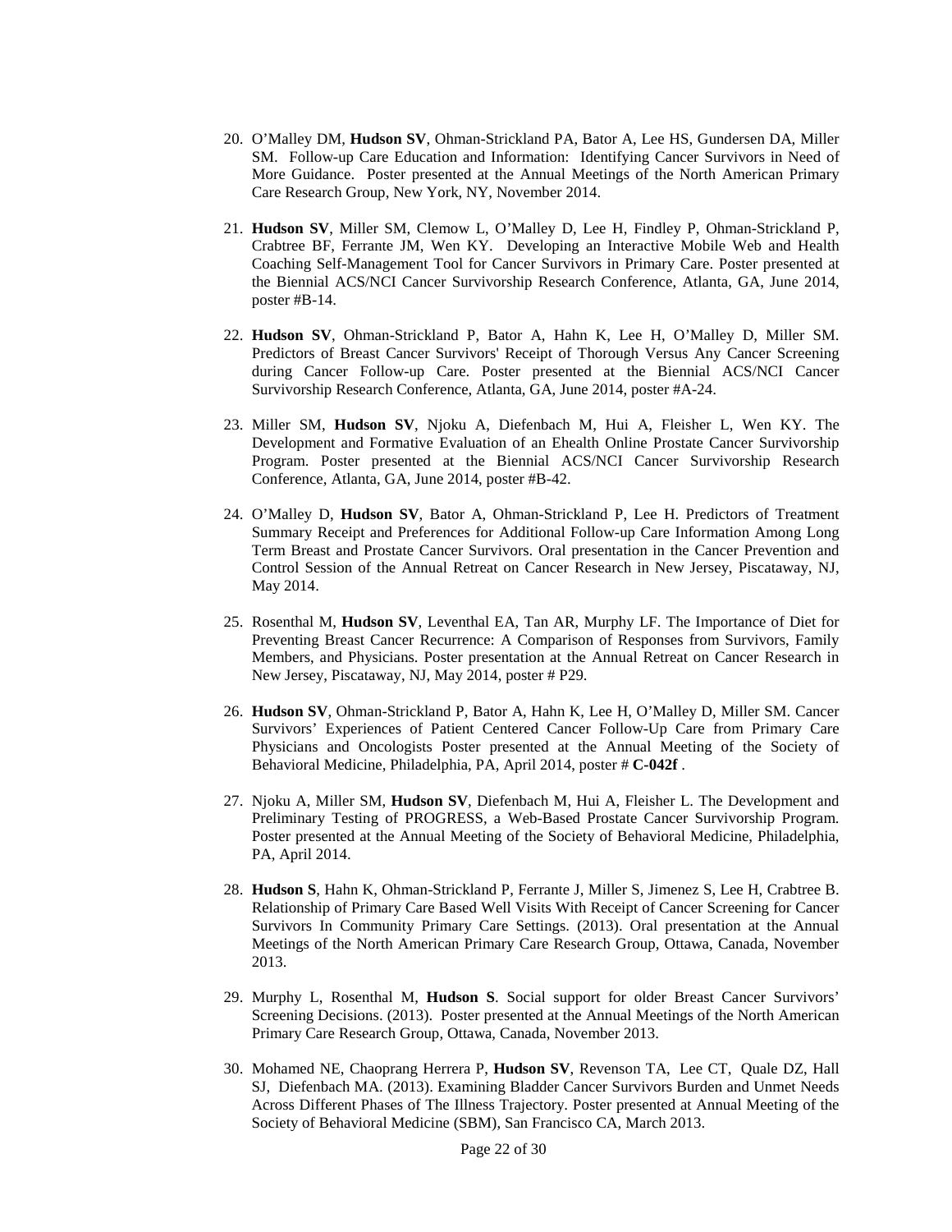20. O'Malley DM, **Hudson SV**, Ohman-Strickland PA, Bator A, Lee HS, Gundersen DA, Miller SM. Follow-up Care Education and Information: Identifying Cancer Survivors in Need of More Guidance. Poster presented at the Annual Meetings of the North American Primary Care Research Group, New York, NY, November 2014.

21. **Hudson SV**, Miller SM, Clemow L, O'Malley D, Lee H, Findley P, Ohman-Strickland P, Crabtree BF, Ferrante JM, Wen KY. Developing an Interactive Mobile Web and Health Coaching Self-Management Tool for Cancer Survivors in Primary Care. Poster presented at the Biennial ACS/NCI Cancer Survivorship Research Conference, Atlanta, GA, June 2014, poster #B-14.

22. **Hudson SV**, Ohman-Strickland P, Bator A, Hahn K, Lee H, O'Malley D, Miller SM. Predictors of Breast Cancer Survivors' Receipt of Thorough Versus Any Cancer Screening during Cancer Follow-up Care. Poster presented at the Biennial ACS/NCI Cancer Survivorship Research Conference, Atlanta, GA, June 2014, poster #A-24.

23. Miller SM, **Hudson SV**, Njoku A, Diefenbach M, Hui A, Fleisher L, Wen KY. The Development and Formative Evaluation of an Ehealth Online Prostate Cancer Survivorship Program. Poster presented at the Biennial ACS/NCI Cancer Survivorship Research Conference, Atlanta, GA, June 2014, poster #B-42.

24. O'Malley D, **Hudson SV**, Bator A, Ohman-Strickland P, Lee H. Predictors of Treatment Summary Receipt and Preferences for Additional Follow-up Care Information Among Long Term Breast and Prostate Cancer Survivors. Oral presentation in the Cancer Prevention and Control Session of the Annual Retreat on Cancer Research in New Jersey, Piscataway, NJ, May 2014.

25. Rosenthal M, **Hudson SV**, Leventhal EA, Tan AR, Murphy LF. The Importance of Diet for Preventing Breast Cancer Recurrence: A Comparison of Responses from Survivors, Family Members, and Physicians. Poster presentation at the Annual Retreat on Cancer Research in New Jersey, Piscataway, NJ, May 2014, poster # P29.

26. **Hudson SV**, Ohman-Strickland P, Bator A, Hahn K, Lee H, O'Malley D, Miller SM. Cancer Survivors' Experiences of Patient Centered Cancer Follow-Up Care from Primary Care Physicians and Oncologists Poster presented at the Annual Meeting of the Society of Behavioral Medicine, Philadelphia, PA, April 2014, poster # **C-042f** .

27. Njoku A, Miller SM, **Hudson SV**, Diefenbach M, Hui A, Fleisher L. The Development and Preliminary Testing of PROGRESS, a Web-Based Prostate Cancer Survivorship Program. Poster presented at the Annual Meeting of the Society of Behavioral Medicine, Philadelphia, PA, April 2014.

28. **Hudson S**, Hahn K, Ohman-Strickland P, Ferrante J, Miller S, Jimenez S, Lee H, Crabtree B. Relationship of Primary Care Based Well Visits With Receipt of Cancer Screening for Cancer Survivors In Community Primary Care Settings. (2013). Oral presentation at the Annual Meetings of the North American Primary Care Research Group, Ottawa, Canada, November 2013.

29. Murphy L, Rosenthal M, **Hudson S**. Social support for older Breast Cancer Survivors' Screening Decisions. (2013). Poster presented at the Annual Meetings of the North American Primary Care Research Group, Ottawa, Canada, November 2013.

30. Mohamed NE, Chaoprang Herrera P, **Hudson SV**, Revenson TA, Lee CT, Quale DZ, Hall SJ, Diefenbach MA. (2013). Examining Bladder Cancer Survivors Burden and Unmet Needs Across Different Phases of The Illness Trajectory. Poster presented at Annual Meeting of the Society of Behavioral Medicine (SBM), San Francisco CA, March 2013.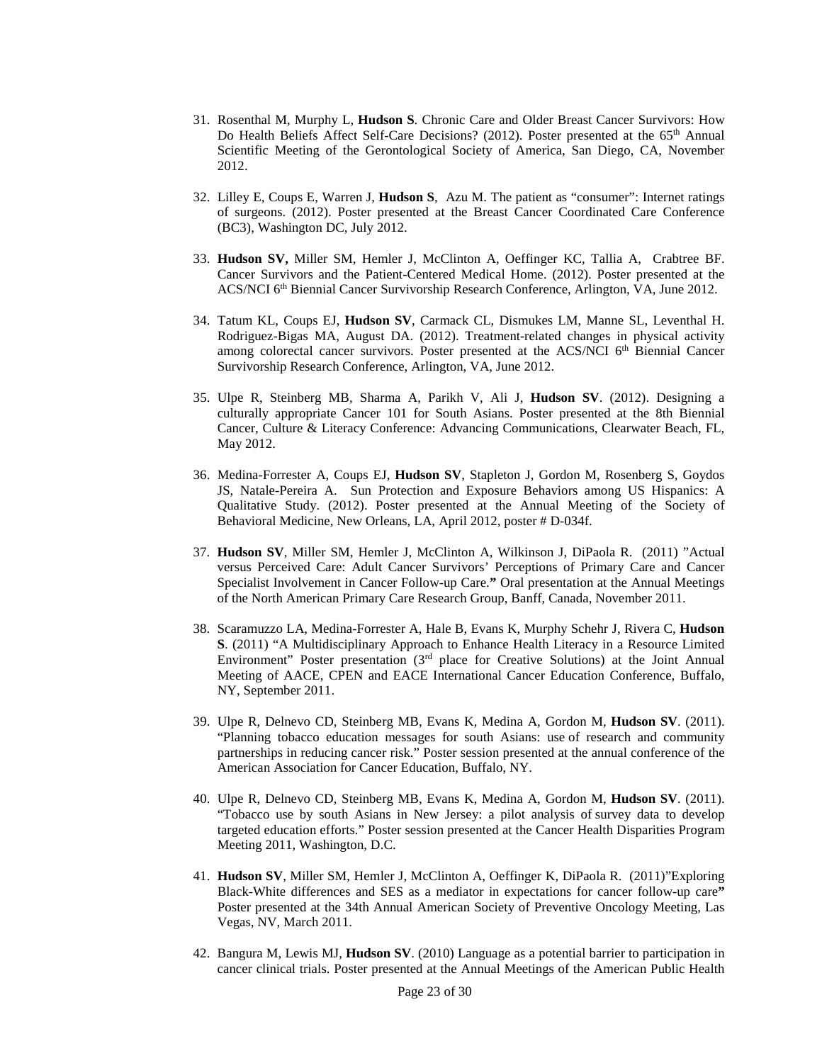31. Rosenthal M, Murphy L, **Hudson S**. Chronic Care and Older Breast Cancer Survivors: How Do Health Beliefs Affect Self-Care Decisions? (2012). Poster presented at the 65th Annual Scientific Meeting of the Gerontological Society of America, San Diego, CA, November 2012.

32. Lilley E, Coups E, Warren J, **Hudson S**, Azu M. The patient as "consumer": Internet ratings of surgeons. (2012). Poster presented at the Breast Cancer Coordinated Care Conference (BC3), Washington DC, July 2012.

33. **Hudson SV,** Miller SM, Hemler J, McClinton A, Oeffinger KC, Tallia A, Crabtree BF. Cancer Survivors and the Patient-Centered Medical Home. (2012). Poster presented at the ACS/NCI 6th Biennial Cancer Survivorship Research Conference, Arlington, VA, June 2012.

34. Tatum KL, Coups EJ, **Hudson SV**, Carmack CL, Dismukes LM, Manne SL, Leventhal H. Rodriguez-Bigas MA, August DA. (2012). Treatment-related changes in physical activity among colorectal cancer survivors. Poster presented at the ACS/NCI 6th Biennial Cancer Survivorship Research Conference, Arlington, VA, June 2012.

35. Ulpe R, Steinberg MB, Sharma A, Parikh V, Ali J, **Hudson SV**. (2012). Designing a culturally appropriate Cancer 101 for South Asians. Poster presented at the 8th Biennial Cancer, Culture & Literacy Conference: Advancing Communications, Clearwater Beach, FL, May 2012.

36. Medina-Forrester A, Coups EJ, **Hudson SV**, Stapleton J, Gordon M, Rosenberg S, Goydos JS, Natale-Pereira A. Sun Protection and Exposure Behaviors among US Hispanics: A Qualitative Study. (2012). Poster presented at the Annual Meeting of the Society of Behavioral Medicine, New Orleans, LA, April 2012, poster # D-034f.

37. **Hudson SV**, Miller SM, Hemler J, McClinton A, Wilkinson J, DiPaola R. (2011) "Actual versus Perceived Care: Adult Cancer Survivors' Perceptions of Primary Care and Cancer Specialist Involvement in Cancer Follow-up Care." Oral presentation at the Annual Meetings of the North American Primary Care Research Group, Banff, Canada, November 2011.

38. Scaramuzzo LA, Medina-Forrester A, Hale B, Evans K, Murphy Schehr J, Rivera C, **Hudson S**. (2011) "A Multidisciplinary Approach to Enhance Health Literacy in a Resource Limited Environment" Poster presentation (3rd place for Creative Solutions) at the Joint Annual Meeting of AACE, CPEN and EACE International Cancer Education Conference, Buffalo, NY, September 2011.

39. Ulpe R, Delnevo CD, Steinberg MB, Evans K, Medina A, Gordon M, **Hudson SV**. (2011). "Planning tobacco education messages for south Asians: use of research and community partnerships in reducing cancer risk." Poster session presented at the annual conference of the American Association for Cancer Education, Buffalo, NY.

40. Ulpe R, Delnevo CD, Steinberg MB, Evans K, Medina A, Gordon M, **Hudson SV**. (2011). "Tobacco use by south Asians in New Jersey: a pilot analysis of survey data to develop targeted education efforts." Poster session presented at the Cancer Health Disparities Program Meeting 2011, Washington, D.C.

41. **Hudson SV**, Miller SM, Hemler J, McClinton A, Oeffinger K, DiPaola R. (2011)"Exploring Black-White differences and SES as a mediator in expectations for cancer follow-up care" Poster presented at the 34th Annual American Society of Preventive Oncology Meeting, Las Vegas, NV, March 2011.

42. Bangura M, Lewis MJ, **Hudson SV**. (2010) Language as a potential barrier to participation in cancer clinical trials. Poster presented at the Annual Meetings of the American Public Health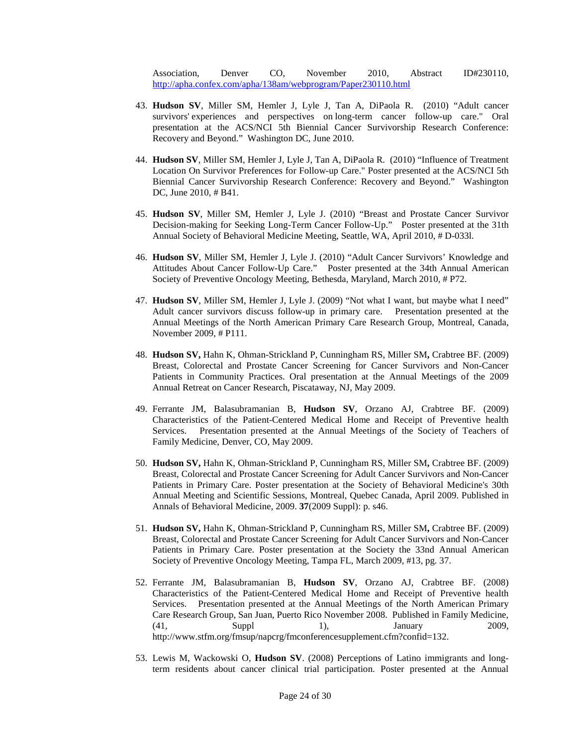Association, Denver CO, November 2010, Abstract ID#230110, http://apha.confex.com/apha/138am/webprogram/Paper230110.html

43. **Hudson SV**, Miller SM, Hemler J, Lyle J, Tan A, DiPaola R. (2010) "Adult cancer survivors' experiences and perspectives on long-term cancer follow-up care." Oral presentation at the ACS/NCI 5th Biennial Cancer Survivorship Research Conference: Recovery and Beyond." Washington DC, June 2010.

44. **Hudson SV**, Miller SM, Hemler J, Lyle J, Tan A, DiPaola R. (2010) "Influence of Treatment Location On Survivor Preferences for Follow-up Care." Poster presented at the ACS/NCI 5th Biennial Cancer Survivorship Research Conference: Recovery and Beyond." Washington DC, June 2010, # B41.

45. **Hudson SV**, Miller SM, Hemler J, Lyle J. (2010) "Breast and Prostate Cancer Survivor Decision-making for Seeking Long-Term Cancer Follow-Up." Poster presented at the 31th Annual Society of Behavioral Medicine Meeting, Seattle, WA, April 2010, # D-033l.

46. **Hudson SV**, Miller SM, Hemler J, Lyle J. (2010) "Adult Cancer Survivors' Knowledge and Attitudes About Cancer Follow-Up Care." Poster presented at the 34th Annual American Society of Preventive Oncology Meeting, Bethesda, Maryland, March 2010, # P72.

47. **Hudson SV**, Miller SM, Hemler J, Lyle J. (2009) "Not what I want, but maybe what I need" Adult cancer survivors discuss follow-up in primary care. Presentation presented at the Annual Meetings of the North American Primary Care Research Group, Montreal, Canada, November 2009, # P111.

48. **Hudson SV,** Hahn K, Ohman-Strickland P, Cunningham RS, Miller SM**,** Crabtree BF. (2009) Breast, Colorectal and Prostate Cancer Screening for Cancer Survivors and Non-Cancer Patients in Community Practices. Oral presentation at the Annual Meetings of the 2009 Annual Retreat on Cancer Research, Piscataway, NJ, May 2009.

49. Ferrante JM, Balasubramanian B, **Hudson SV**, Orzano AJ, Crabtree BF. (2009) Characteristics of the Patient-Centered Medical Home and Receipt of Preventive health Services. Presentation presented at the Annual Meetings of the Society of Teachers of Family Medicine, Denver, CO, May 2009.

50. **Hudson SV,** Hahn K, Ohman-Strickland P, Cunningham RS, Miller SM**,** Crabtree BF. (2009) Breast, Colorectal and Prostate Cancer Screening for Adult Cancer Survivors and Non-Cancer Patients in Primary Care. Poster presentation at the Society of Behavioral Medicine's 30th Annual Meeting and Scientific Sessions, Montreal, Quebec Canada, April 2009. Published in Annals of Behavioral Medicine, 2009. **37**(2009 Suppl): p. s46.

51. **Hudson SV,** Hahn K, Ohman-Strickland P, Cunningham RS, Miller SM**,** Crabtree BF. (2009) Breast, Colorectal and Prostate Cancer Screening for Adult Cancer Survivors and Non-Cancer Patients in Primary Care. Poster presentation at the Society the 33nd Annual American Society of Preventive Oncology Meeting, Tampa FL, March 2009, #13, pg. 37.

52. Ferrante JM, Balasubramanian B, **Hudson SV**, Orzano AJ, Crabtree BF. (2008) Characteristics of the Patient-Centered Medical Home and Receipt of Preventive health Services. Presentation presented at the Annual Meetings of the North American Primary Care Research Group, San Juan, Puerto Rico November 2008. Published in Family Medicine, (41, Suppl 1), January 2009, http://www.stfm.org/fmsup/napcrg/fmconferencesupplement.cfm?confid=132.

53. Lewis M, Wackowski O, **Hudson SV**. (2008) Perceptions of Latino immigrants and long-term residents about cancer clinical trial participation. Poster presented at the Annual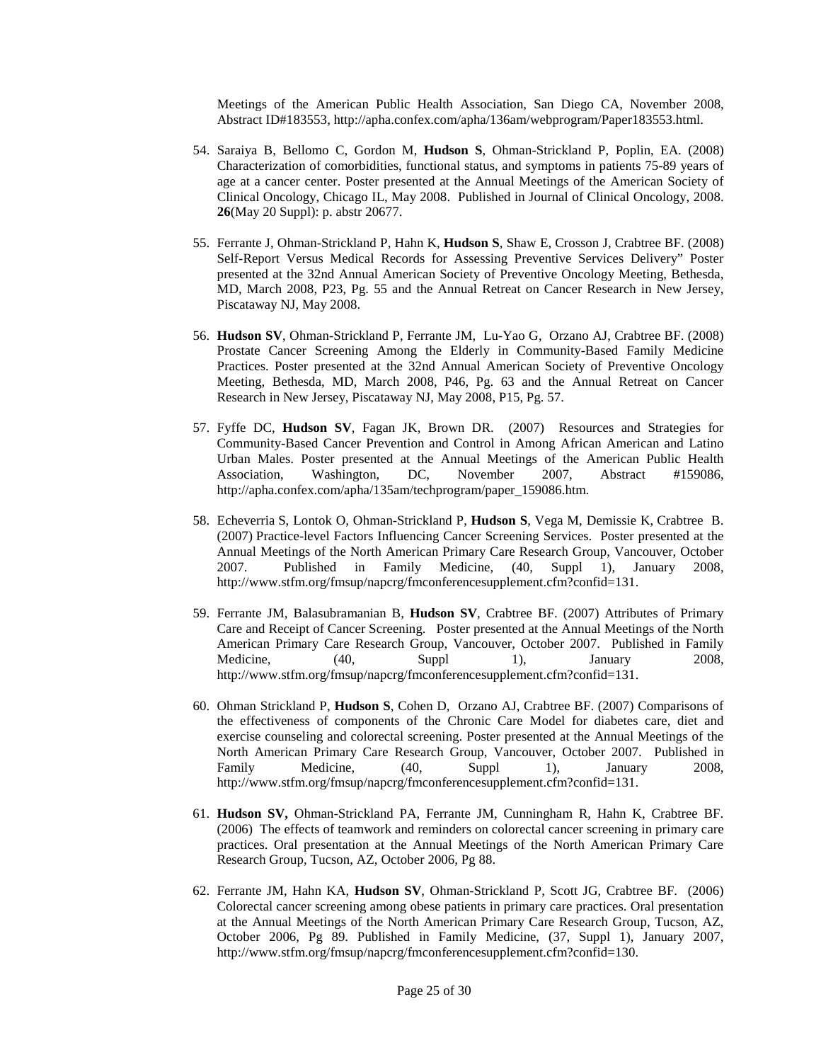Meetings of the American Public Health Association, San Diego CA, November 2008, Abstract ID#183553, http://apha.confex.com/apha/136am/webprogram/Paper183553.html.

54. Saraiya B, Bellomo C, Gordon M, **Hudson S**, Ohman-Strickland P, Poplin, EA. (2008) Characterization of comorbidities, functional status, and symptoms in patients 75-89 years of age at a cancer center. Poster presented at the Annual Meetings of the American Society of Clinical Oncology, Chicago IL, May 2008. Published in Journal of Clinical Oncology, 2008. **26**(May 20 Suppl): p. abstr 20677.

55. Ferrante J, Ohman-Strickland P, Hahn K, **Hudson S**, Shaw E, Crosson J, Crabtree BF. (2008) Self-Report Versus Medical Records for Assessing Preventive Services Delivery" Poster presented at the 32nd Annual American Society of Preventive Oncology Meeting, Bethesda, MD, March 2008, P23, Pg. 55 and the Annual Retreat on Cancer Research in New Jersey, Piscataway NJ, May 2008.

56. **Hudson SV**, Ohman-Strickland P, Ferrante JM, Lu-Yao G, Orzano AJ, Crabtree BF. (2008) Prostate Cancer Screening Among the Elderly in Community-Based Family Medicine Practices. Poster presented at the 32nd Annual American Society of Preventive Oncology Meeting, Bethesda, MD, March 2008, P46, Pg. 63 and the Annual Retreat on Cancer Research in New Jersey, Piscataway NJ, May 2008, P15, Pg. 57.

57. Fyffe DC, **Hudson SV**, Fagan JK, Brown DR. (2007) Resources and Strategies for Community-Based Cancer Prevention and Control in Among African American and Latino Urban Males. Poster presented at the Annual Meetings of the American Public Health Association, Washington, DC, November 2007, Abstract #159086, http://apha.confex.com/apha/135am/techprogram/paper_159086.htm.

58. Echeverria S, Lontok O, Ohman-Strickland P, **Hudson S**, Vega M, Demissie K, Crabtree B. (2007) Practice-level Factors Influencing Cancer Screening Services. Poster presented at the Annual Meetings of the North American Primary Care Research Group, Vancouver, October 2007. Published in Family Medicine, (40, Suppl 1), January 2008, http://www.stfm.org/fmsup/napcrg/fmconferencesupplement.cfm?confid=131.

59. Ferrante JM, Balasubramanian B, **Hudson SV**, Crabtree BF. (2007) Attributes of Primary Care and Receipt of Cancer Screening. Poster presented at the Annual Meetings of the North American Primary Care Research Group, Vancouver, October 2007. Published in Family Medicine, (40, Suppl 1), January 2008, http://www.stfm.org/fmsup/napcrg/fmconferencesupplement.cfm?confid=131.

60. Ohman Strickland P, **Hudson S**, Cohen D, Orzano AJ, Crabtree BF. (2007) Comparisons of the effectiveness of components of the Chronic Care Model for diabetes care, diet and exercise counseling and colorectal screening. Poster presented at the Annual Meetings of the North American Primary Care Research Group, Vancouver, October 2007. Published in Family Medicine, (40, Suppl 1), January 2008, http://www.stfm.org/fmsup/napcrg/fmconferencesupplement.cfm?confid=131.

61. **Hudson SV,** Ohman-Strickland PA, Ferrante JM, Cunningham R, Hahn K, Crabtree BF. (2006) The effects of teamwork and reminders on colorectal cancer screening in primary care practices. Oral presentation at the Annual Meetings of the North American Primary Care Research Group, Tucson, AZ, October 2006, Pg 88.

62. Ferrante JM, Hahn KA, **Hudson SV**, Ohman-Strickland P, Scott JG, Crabtree BF. (2006) Colorectal cancer screening among obese patients in primary care practices. Oral presentation at the Annual Meetings of the North American Primary Care Research Group, Tucson, AZ, October 2006, Pg 89. Published in Family Medicine, (37, Suppl 1), January 2007, http://www.stfm.org/fmsup/napcrg/fmconferencesupplement.cfm?confid=130.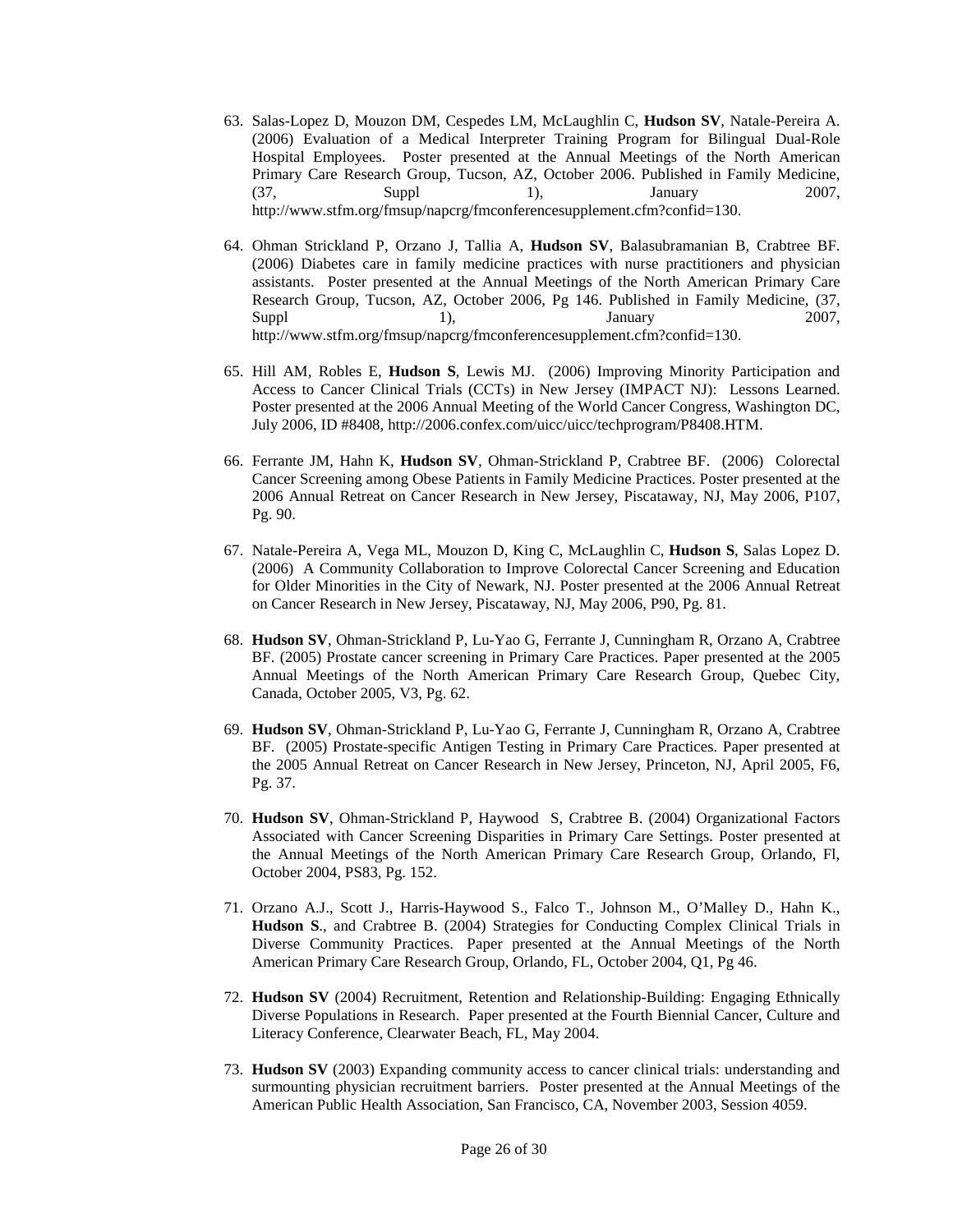63. Salas-Lopez D, Mouzon DM, Cespedes LM, McLaughlin C, **Hudson SV**, Natale-Pereira A. (2006) Evaluation of a Medical Interpreter Training Program for Bilingual Dual-Role Hospital Employees. Poster presented at the Annual Meetings of the North American Primary Care Research Group, Tucson, AZ, October 2006. Published in Family Medicine, (37, Suppl 1), January 2007, http://www.stfm.org/fmsup/napcrg/fmconferencesupplement.cfm?confid=130.

64. Ohman Strickland P, Orzano J, Tallia A, **Hudson SV**, Balasubramanian B, Crabtree BF. (2006) Diabetes care in family medicine practices with nurse practitioners and physician assistants. Poster presented at the Annual Meetings of the North American Primary Care Research Group, Tucson, AZ, October 2006, Pg 146. Published in Family Medicine, (37, Suppl 1), January 2007, http://www.stfm.org/fmsup/napcrg/fmconferencesupplement.cfm?confid=130.

65. Hill AM, Robles E, **Hudson S**, Lewis MJ. (2006) Improving Minority Participation and Access to Cancer Clinical Trials (CCTs) in New Jersey (IMPACT NJ): Lessons Learned. Poster presented at the 2006 Annual Meeting of the World Cancer Congress, Washington DC, July 2006, ID #8408, http://2006.confex.com/uicc/uicc/techprogram/P8408.HTM.

66. Ferrante JM, Hahn K, **Hudson SV**, Ohman-Strickland P, Crabtree BF. (2006) Colorectal Cancer Screening among Obese Patients in Family Medicine Practices. Poster presented at the 2006 Annual Retreat on Cancer Research in New Jersey, Piscataway, NJ, May 2006, P107, Pg. 90.

67. Natale-Pereira A, Vega ML, Mouzon D, King C, McLaughlin C, **Hudson S**, Salas Lopez D. (2006) A Community Collaboration to Improve Colorectal Cancer Screening and Education for Older Minorities in the City of Newark, NJ. Poster presented at the 2006 Annual Retreat on Cancer Research in New Jersey, Piscataway, NJ, May 2006, P90, Pg. 81.

68. **Hudson SV**, Ohman-Strickland P, Lu-Yao G, Ferrante J, Cunningham R, Orzano A, Crabtree BF. (2005) Prostate cancer screening in Primary Care Practices. Paper presented at the 2005 Annual Meetings of the North American Primary Care Research Group, Quebec City, Canada, October 2005, V3, Pg. 62.

69. **Hudson SV**, Ohman-Strickland P, Lu-Yao G, Ferrante J, Cunningham R, Orzano A, Crabtree BF. (2005) Prostate-specific Antigen Testing in Primary Care Practices. Paper presented at the 2005 Annual Retreat on Cancer Research in New Jersey, Princeton, NJ, April 2005, F6, Pg. 37.

70. **Hudson SV**, Ohman-Strickland P, Haywood S, Crabtree B. (2004) Organizational Factors Associated with Cancer Screening Disparities in Primary Care Settings. Poster presented at the Annual Meetings of the North American Primary Care Research Group, Orlando, Fl, October 2004, PS83, Pg. 152.

71. Orzano A.J., Scott J., Harris-Haywood S., Falco T., Johnson M., O'Malley D., Hahn K., **Hudson S**., and Crabtree B. (2004) Strategies for Conducting Complex Clinical Trials in Diverse Community Practices. Paper presented at the Annual Meetings of the North American Primary Care Research Group, Orlando, FL, October 2004, Q1, Pg 46.

72. **Hudson SV** (2004) Recruitment, Retention and Relationship-Building: Engaging Ethnically Diverse Populations in Research. Paper presented at the Fourth Biennial Cancer, Culture and Literacy Conference, Clearwater Beach, FL, May 2004.

73. **Hudson SV** (2003) Expanding community access to cancer clinical trials: understanding and surmounting physician recruitment barriers. Poster presented at the Annual Meetings of the American Public Health Association, San Francisco, CA, November 2003, Session 4059.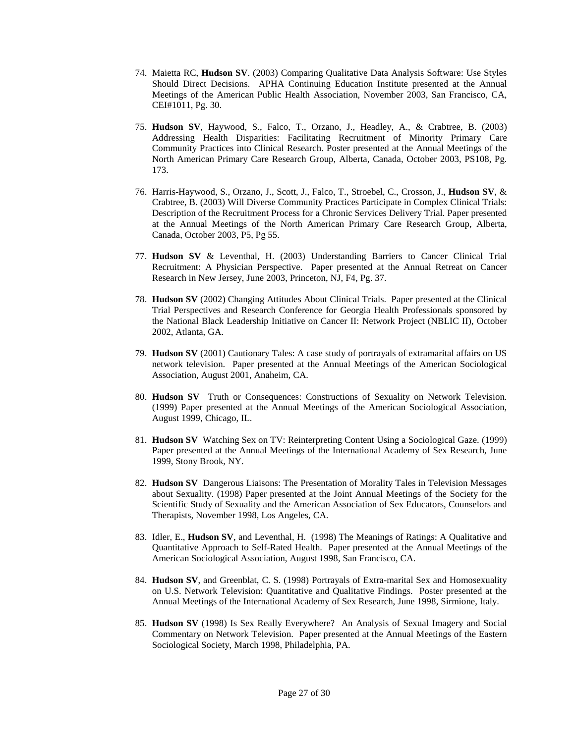74. Maietta RC, **Hudson SV**. (2003) Comparing Qualitative Data Analysis Software: Use Styles Should Direct Decisions. APHA Continuing Education Institute presented at the Annual Meetings of the American Public Health Association, November 2003, San Francisco, CA, CEI#1011, Pg. 30.

75. **Hudson SV**, Haywood, S., Falco, T., Orzano, J., Headley, A., & Crabtree, B. (2003) Addressing Health Disparities: Facilitating Recruitment of Minority Primary Care Community Practices into Clinical Research. Poster presented at the Annual Meetings of the North American Primary Care Research Group, Alberta, Canada, October 2003, PS108, Pg. 173.

76. Harris-Haywood, S., Orzano, J., Scott, J., Falco, T., Stroebel, C., Crosson, J., **Hudson SV**, & Crabtree, B. (2003) Will Diverse Community Practices Participate in Complex Clinical Trials: Description of the Recruitment Process for a Chronic Services Delivery Trial. Paper presented at the Annual Meetings of the North American Primary Care Research Group, Alberta, Canada, October 2003, P5, Pg 55.

77. **Hudson SV** & Leventhal, H. (2003) Understanding Barriers to Cancer Clinical Trial Recruitment: A Physician Perspective. Paper presented at the Annual Retreat on Cancer Research in New Jersey, June 2003, Princeton, NJ, F4, Pg. 37.

78. **Hudson SV** (2002) Changing Attitudes About Clinical Trials. Paper presented at the Clinical Trial Perspectives and Research Conference for Georgia Health Professionals sponsored by the National Black Leadership Initiative on Cancer II: Network Project (NBLIC II), October 2002, Atlanta, GA.

79. **Hudson SV** (2001) Cautionary Tales: A case study of portrayals of extramarital affairs on US network television. Paper presented at the Annual Meetings of the American Sociological Association, August 2001, Anaheim, CA.

80. **Hudson SV** Truth or Consequences: Constructions of Sexuality on Network Television. (1999) Paper presented at the Annual Meetings of the American Sociological Association, August 1999, Chicago, IL.

81. **Hudson SV** Watching Sex on TV: Reinterpreting Content Using a Sociological Gaze. (1999) Paper presented at the Annual Meetings of the International Academy of Sex Research, June 1999, Stony Brook, NY.

82. **Hudson SV** Dangerous Liaisons: The Presentation of Morality Tales in Television Messages about Sexuality. (1998) Paper presented at the Joint Annual Meetings of the Society for the Scientific Study of Sexuality and the American Association of Sex Educators, Counselors and Therapists, November 1998, Los Angeles, CA.

83. Idler, E., **Hudson SV**, and Leventhal, H. (1998) The Meanings of Ratings: A Qualitative and Quantitative Approach to Self-Rated Health. Paper presented at the Annual Meetings of the American Sociological Association, August 1998, San Francisco, CA.

84. **Hudson SV**, and Greenblat, C. S. (1998) Portrayals of Extra-marital Sex and Homosexuality on U.S. Network Television: Quantitative and Qualitative Findings. Poster presented at the Annual Meetings of the International Academy of Sex Research, June 1998, Sirmione, Italy.

85. **Hudson SV** (1998) Is Sex Really Everywhere? An Analysis of Sexual Imagery and Social Commentary on Network Television. Paper presented at the Annual Meetings of the Eastern Sociological Society, March 1998, Philadelphia, PA.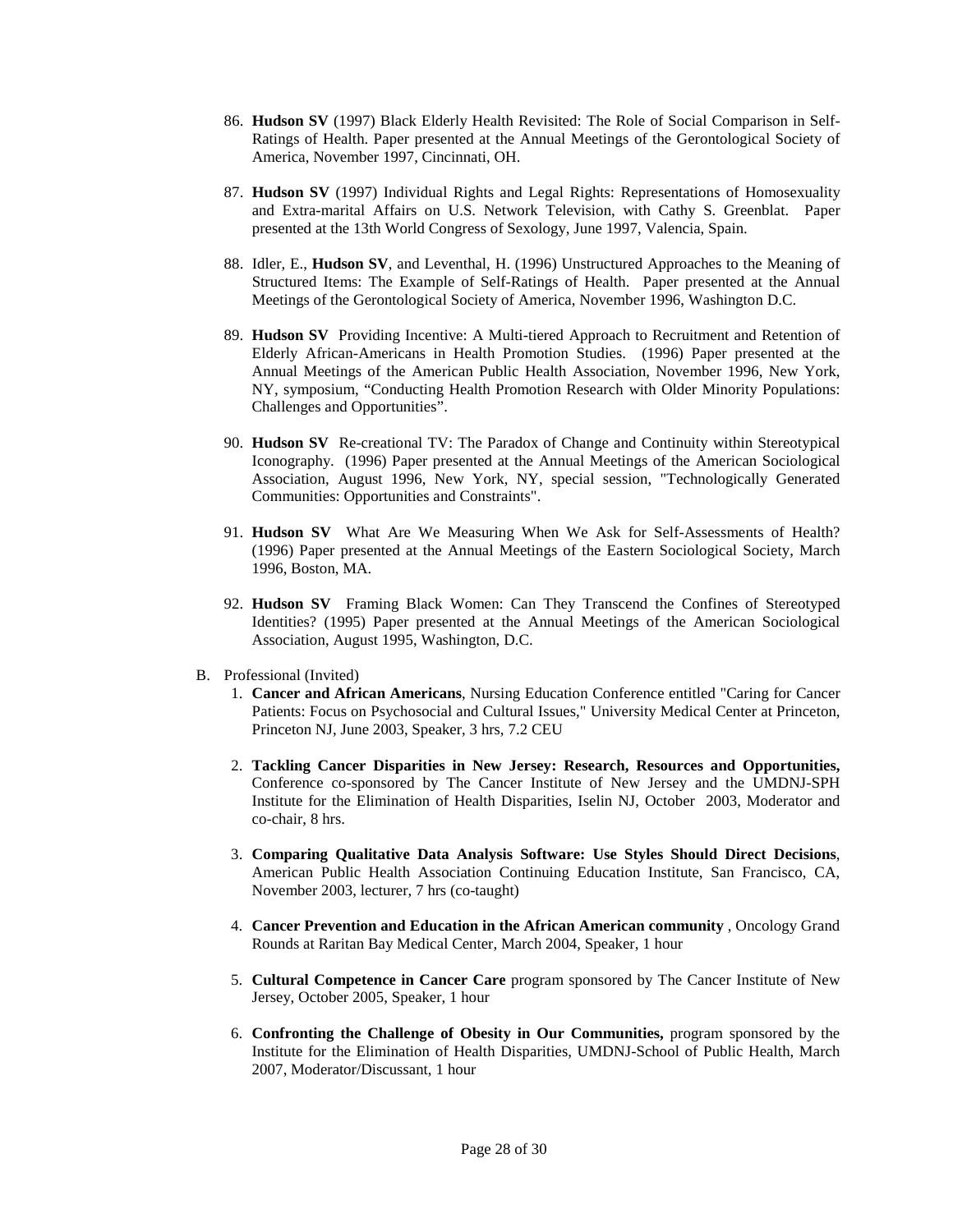86. **Hudson SV** (1997) Black Elderly Health Revisited: The Role of Social Comparison in Self-Ratings of Health. Paper presented at the Annual Meetings of the Gerontological Society of America, November 1997, Cincinnati, OH.

87. **Hudson SV** (1997) Individual Rights and Legal Rights: Representations of Homosexuality and Extra-marital Affairs on U.S. Network Television, with Cathy S. Greenblat. Paper presented at the 13th World Congress of Sexology, June 1997, Valencia, Spain.

88. Idler, E., **Hudson SV**, and Leventhal, H. (1996) Unstructured Approaches to the Meaning of Structured Items: The Example of Self-Ratings of Health. Paper presented at the Annual Meetings of the Gerontological Society of America, November 1996, Washington D.C.

89. **Hudson SV** Providing Incentive: A Multi-tiered Approach to Recruitment and Retention of Elderly African-Americans in Health Promotion Studies. (1996) Paper presented at the Annual Meetings of the American Public Health Association, November 1996, New York, NY, symposium, "Conducting Health Promotion Research with Older Minority Populations: Challenges and Opportunities".

90. **Hudson SV** Re-creational TV: The Paradox of Change and Continuity within Stereotypical Iconography. (1996) Paper presented at the Annual Meetings of the American Sociological Association, August 1996, New York, NY, special session, "Technologically Generated Communities: Opportunities and Constraints".

91. **Hudson SV** What Are We Measuring When We Ask for Self-Assessments of Health? (1996) Paper presented at the Annual Meetings of the Eastern Sociological Society, March 1996, Boston, MA.

92. **Hudson SV** Framing Black Women: Can They Transcend the Confines of Stereotyped Identities? (1995) Paper presented at the Annual Meetings of the American Sociological Association, August 1995, Washington, D.C.

B. Professional (Invited)

1. **Cancer and African Americans**, Nursing Education Conference entitled "Caring for Cancer Patients: Focus on Psychosocial and Cultural Issues," University Medical Center at Princeton, Princeton NJ, June 2003, Speaker, 3 hrs, 7.2 CEU

2. **Tackling Cancer Disparities in New Jersey: Research, Resources and Opportunities,** Conference co-sponsored by The Cancer Institute of New Jersey and the UMDNJ-SPH Institute for the Elimination of Health Disparities, Iselin NJ, October 2003, Moderator and co-chair, 8 hrs.

3. **Comparing Qualitative Data Analysis Software: Use Styles Should Direct Decisions**, American Public Health Association Continuing Education Institute, San Francisco, CA, November 2003, lecturer, 7 hrs (co-taught)

4. **Cancer Prevention and Education in the African American community** , Oncology Grand Rounds at Raritan Bay Medical Center, March 2004, Speaker, 1 hour

5. **Cultural Competence in Cancer Care** program sponsored by The Cancer Institute of New Jersey, October 2005, Speaker, 1 hour

6. **Confronting the Challenge of Obesity in Our Communities,** program sponsored by the Institute for the Elimination of Health Disparities, UMDNJ-School of Public Health, March 2007, Moderator/Discussant, 1 hour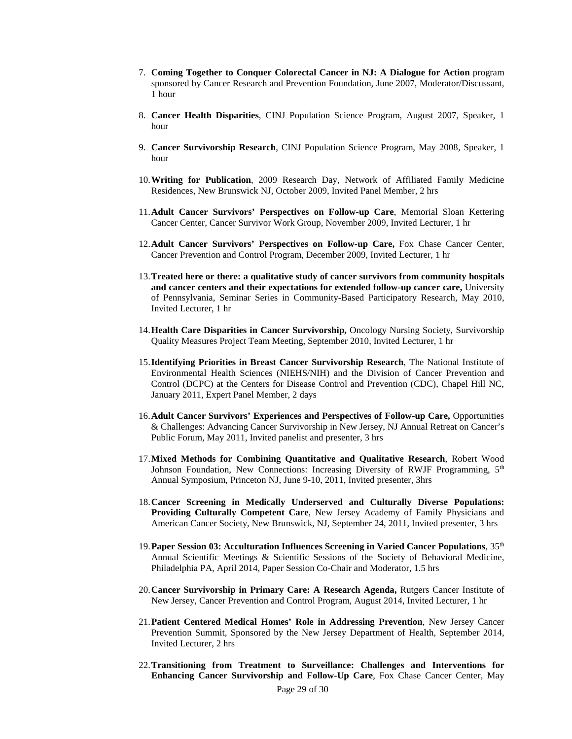7. **Coming Together to Conquer Colorectal Cancer in NJ: A Dialogue for Action** program sponsored by Cancer Research and Prevention Foundation, June 2007, Moderator/Discussant, 1 hour

8. **Cancer Health Disparities**, CINJ Population Science Program, August 2007, Speaker, 1 hour

9. **Cancer Survivorship Research**, CINJ Population Science Program, May 2008, Speaker, 1 hour

10. **Writing for Publication**, 2009 Research Day, Network of Affiliated Family Medicine Residences, New Brunswick NJ, October 2009, Invited Panel Member, 2 hrs

11. **Adult Cancer Survivors' Perspectives on Follow-up Care**, Memorial Sloan Kettering Cancer Center, Cancer Survivor Work Group, November 2009, Invited Lecturer, 1 hr

12. **Adult Cancer Survivors' Perspectives on Follow-up Care,** Fox Chase Cancer Center, Cancer Prevention and Control Program, December 2009, Invited Lecturer, 1 hr

13. **Treated here or there: a qualitative study of cancer survivors from community hospitals and cancer centers and their expectations for extended follow-up cancer care,** University of Pennsylvania, Seminar Series in Community-Based Participatory Research, May 2010, Invited Lecturer, 1 hr

14. **Health Care Disparities in Cancer Survivorship,** Oncology Nursing Society, Survivorship Quality Measures Project Team Meeting, September 2010, Invited Lecturer, 1 hr

15. **Identifying Priorities in Breast Cancer Survivorship Research**, The National Institute of Environmental Health Sciences (NIEHS/NIH) and the Division of Cancer Prevention and Control (DCPC) at the Centers for Disease Control and Prevention (CDC), Chapel Hill NC, January 2011, Expert Panel Member, 2 days

16. **Adult Cancer Survivors' Experiences and Perspectives of Follow-up Care,** Opportunities & Challenges: Advancing Cancer Survivorship in New Jersey, NJ Annual Retreat on Cancer's Public Forum, May 2011, Invited panelist and presenter, 3 hrs

17. **Mixed Methods for Combining Quantitative and Qualitative Research**, Robert Wood Johnson Foundation, New Connections: Increasing Diversity of RWJF Programming, 5th Annual Symposium, Princeton NJ, June 9-10, 2011, Invited presenter, 3hrs

18. **Cancer Screening in Medically Underserved and Culturally Diverse Populations: Providing Culturally Competent Care**, New Jersey Academy of Family Physicians and American Cancer Society, New Brunswick, NJ, September 24, 2011, Invited presenter, 3 hrs

19. **Paper Session 03: Acculturation Influences Screening in Varied Cancer Populations**, 35th Annual Scientific Meetings & Scientific Sessions of the Society of Behavioral Medicine, Philadelphia PA, April 2014, Paper Session Co-Chair and Moderator, 1.5 hrs

20. **Cancer Survivorship in Primary Care: A Research Agenda,** Rutgers Cancer Institute of New Jersey, Cancer Prevention and Control Program, August 2014, Invited Lecturer, 1 hr

21. **Patient Centered Medical Homes' Role in Addressing Prevention**, New Jersey Cancer Prevention Summit, Sponsored by the New Jersey Department of Health, September 2014, Invited Lecturer, 2 hrs

22. **Transitioning from Treatment to Surveillance: Challenges and Interventions for Enhancing Cancer Survivorship and Follow-Up Care**, Fox Chase Cancer Center, May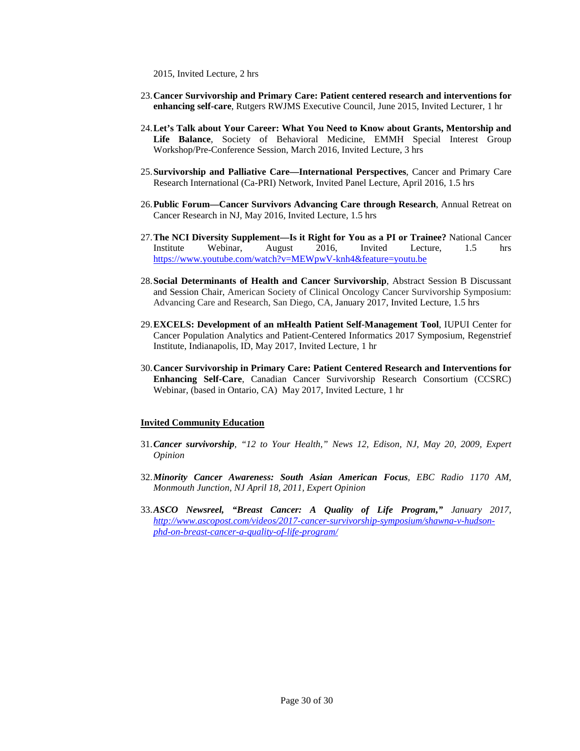2015, Invited Lecture, 2 hrs

23. **Cancer Survivorship and Primary Care: Patient centered research and interventions for enhancing self-care**, Rutgers RWJMS Executive Council, June 2015, Invited Lecturer, 1 hr

24. **Let's Talk about Your Career: What You Need to Know about Grants, Mentorship and Life Balance**, Society of Behavioral Medicine, EMMH Special Interest Group Workshop/Pre-Conference Session, March 2016, Invited Lecture, 3 hrs

25. **Survivorship and Palliative Care—International Perspectives**, Cancer and Primary Care Research International (Ca-PRI) Network, Invited Panel Lecture, April 2016, 1.5 hrs

26. **Public Forum—Cancer Survivors Advancing Care through Research**, Annual Retreat on Cancer Research in NJ, May 2016, Invited Lecture, 1.5 hrs

27. **The NCI Diversity Supplement—Is it Right for You as a PI or Trainee?** National Cancer Institute Webinar, August 2016, Invited Lecture, 1.5 hrs https://www.youtube.com/watch?v=MEWpwV-knh4&feature=youtu.be

28. **Social Determinants of Health and Cancer Survivorship**, Abstract Session B Discussant and Session Chair, American Society of Clinical Oncology Cancer Survivorship Symposium: Advancing Care and Research, San Diego, CA, January 2017, Invited Lecture, 1.5 hrs

29. **EXCELS: Development of an mHealth Patient Self-Management Tool**, IUPUI Center for Cancer Population Analytics and Patient-Centered Informatics 2017 Symposium, Regenstrief Institute, Indianapolis, ID, May 2017, Invited Lecture, 1 hr

30. **Cancer Survivorship in Primary Care: Patient Centered Research and Interventions for Enhancing Self-Care**, Canadian Cancer Survivorship Research Consortium (CCSRC) Webinar, (based in Ontario, CA) May 2017, Invited Lecture, 1 hr

**Invited Community Education**

31. ***Cancer survivorship****, "12 to Your Health," News 12, Edison, NJ, May 20, 2009, Expert Opinion*

32. ***Minority Cancer Awareness: South Asian American Focus****, EBC Radio 1170 AM, Monmouth Junction, NJ April 18, 2011, Expert Opinion*

33. ***ASCO Newsreel, "Breast Cancer: A Quality of Life Program,"*** *January 2017, http://www.ascopost.com/videos/2017-cancer-survivorship-symposium/shawna-v-hudson-phd-on-breast-cancer-a-quality-of-life-program/*